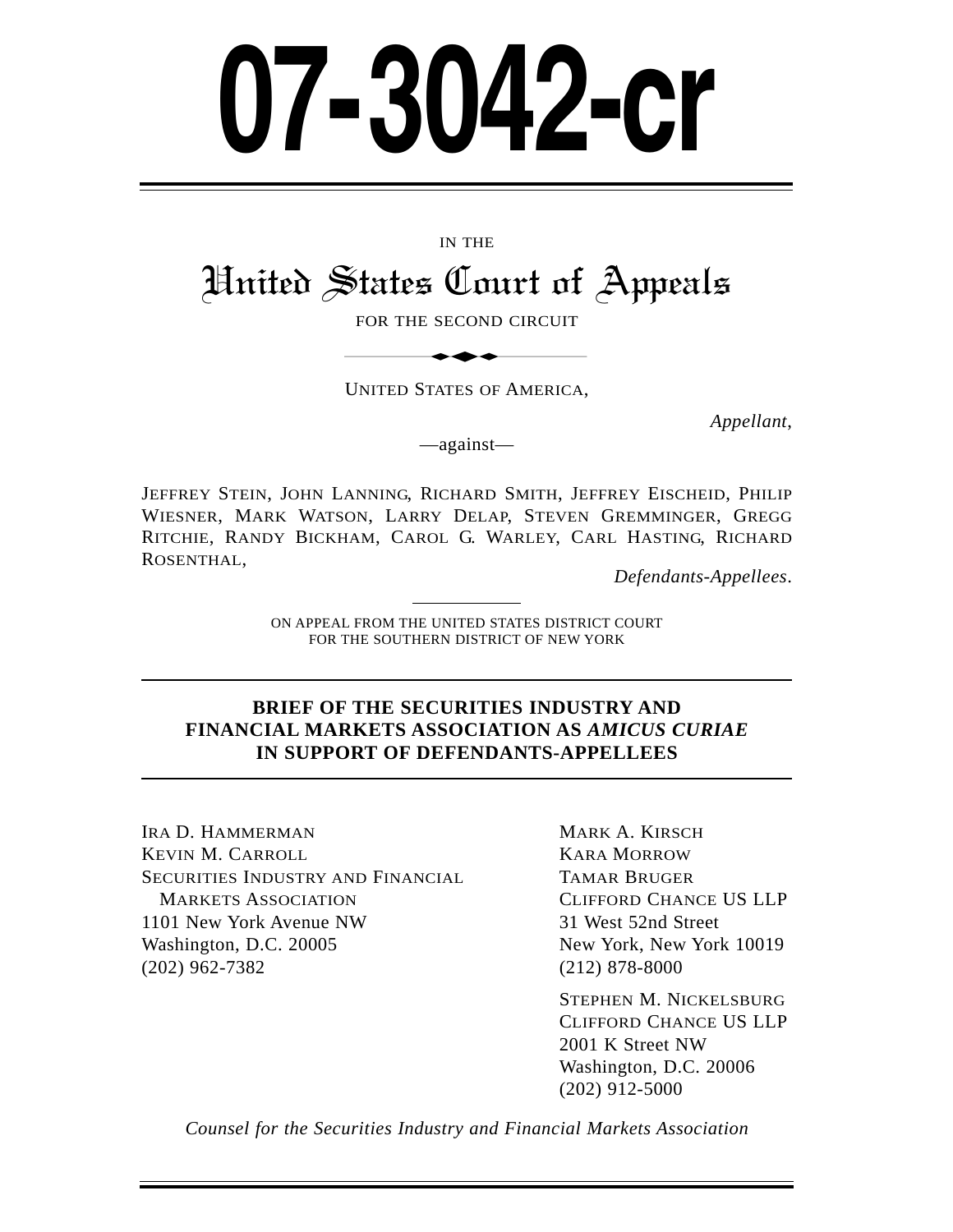# 07-3042-cr

IN THE

# United States Court of Appeals

FOR THE SECOND CIRCUIT

UNITED STATES OF AMERICA,

*Appellant*,

—against—

JEFFREY STEIN, JOHN LANNING, RICHARD SMITH, JEFFREY EISCHEID, PHILIP WIESNER, MARK WATSON, LARRY DELAP, STEVEN GREMMINGER, GREGG RITCHIE, RANDY BICKHAM, CAROL G. WARLEY, CARL HASTING, RICHARD ROSENTHAL,

*Defendants-Appellees*.

ON APPEAL FROM THE UNITED STATES DISTRICT COURT
FOR THE SOUTHERN DISTRICT OF NEW YORK

## BRIEF OF THE SECURITIES INDUSTRY AND FINANCIAL MARKETS ASSOCIATION AS *AMICUS CURIAE* IN SUPPORT OF DEFENDANTS-APPELLEES

IRA D. HAMMERMAN
KEVIN M. CARROLL
SECURITIES INDUSTRY AND FINANCIAL MARKETS ASSOCIATION
1101 New York Avenue NW
Washington, D.C. 20005
(202) 962-7382

MARK A. KIRSCH
KARA MORROW
TAMAR BRUGER
CLIFFORD CHANCE US LLP
31 West 52nd Street
New York, New York 10019
(212) 878-8000

STEPHEN M. NICKELSBURG
CLIFFORD CHANCE US LLP
2001 K Street NW
Washington, D.C. 20006
(202) 912-5000

*Counsel for the Securities Industry and Financial Markets Association*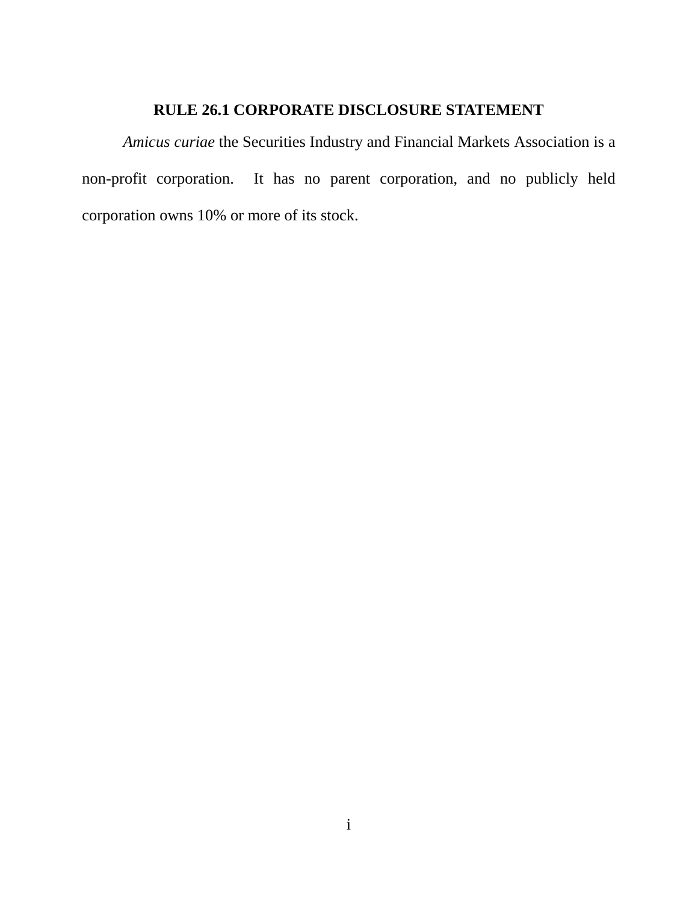## RULE 26.1 CORPORATE DISCLOSURE STATEMENT

*Amicus curiae* the Securities Industry and Financial Markets Association is a non-profit corporation. It has no parent corporation, and no publicly held corporation owns 10% or more of its stock.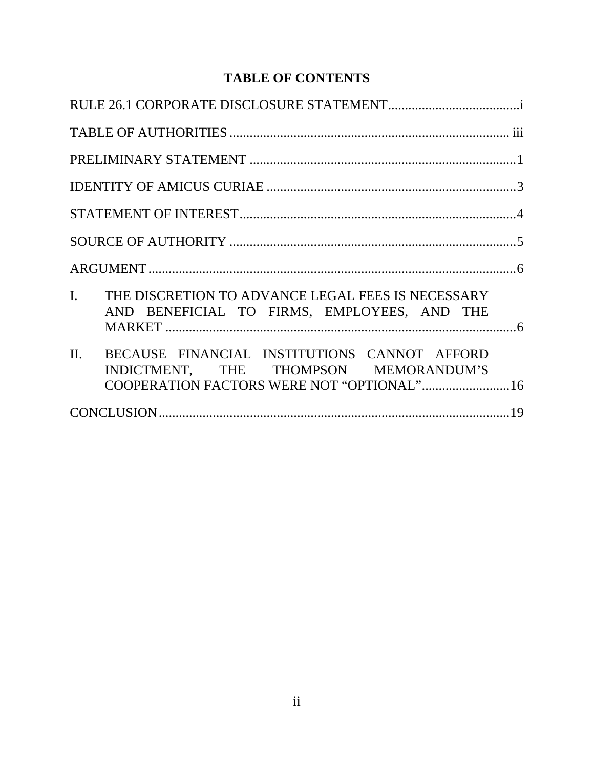# TABLE OF CONTENTS

RULE 26.1 CORPORATE DISCLOSURE STATEMENT....................................i

TABLE OF AUTHORITIES ........................................................................ iii

PRELIMINARY STATEMENT ....................................................................1

IDENTITY OF AMICUS CURIAE ..............................................................3

STATEMENT OF INTEREST......................................................................4

SOURCE OF AUTHORITY ........................................................................5

ARGUMENT.................................................................................................6

I. THE DISCRETION TO ADVANCE LEGAL FEES IS NECESSARY AND BENEFICIAL TO FIRMS, EMPLOYEES, AND THE MARKET ............................................................................................6

II. BECAUSE FINANCIAL INSTITUTIONS CANNOT AFFORD INDICTMENT, THE THOMPSON MEMORANDUM'S COOPERATION FACTORS WERE NOT "OPTIONAL"..........................16

CONCLUSION.............................................................................................19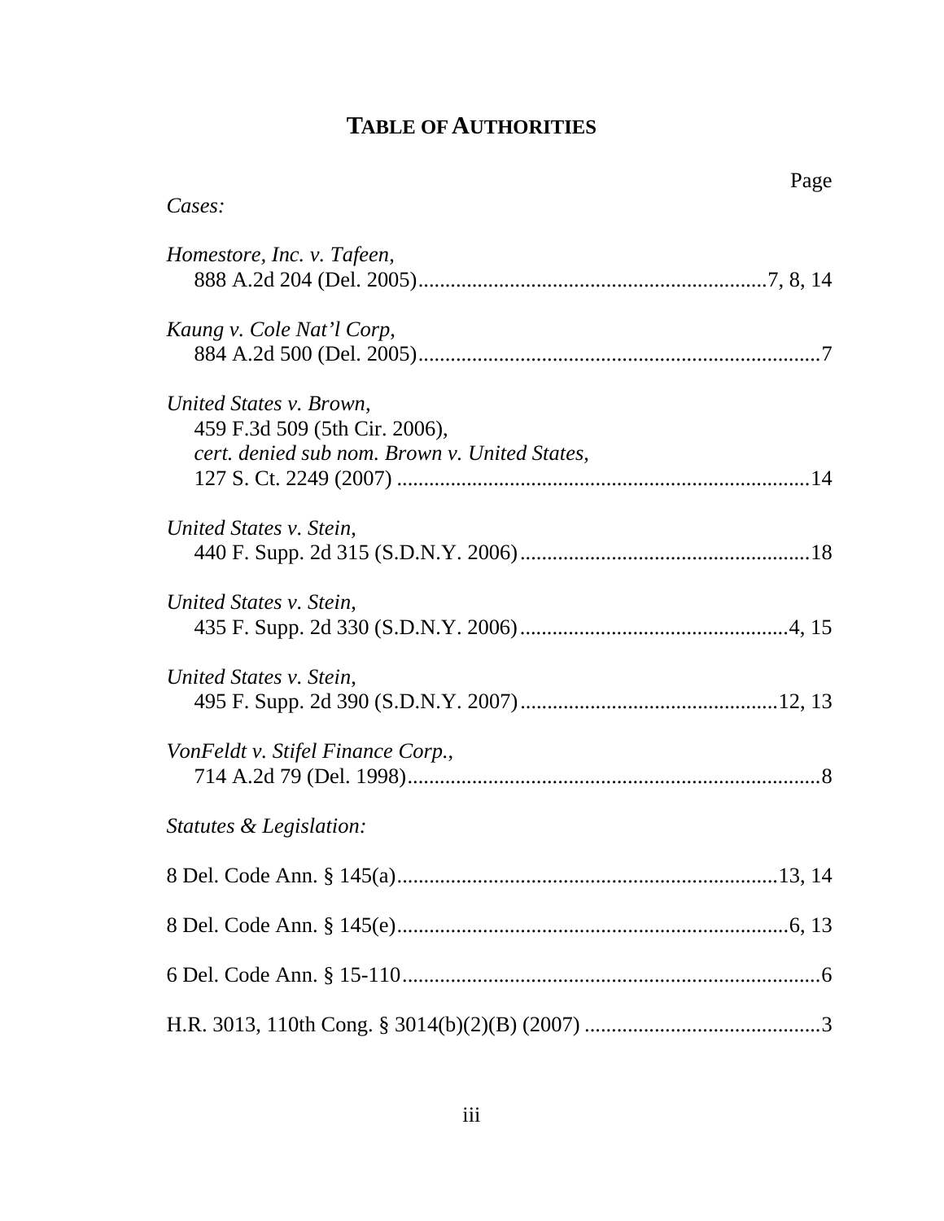# TABLE OF AUTHORITIES

Page

*Cases:*

*Homestore, Inc. v. Tafeen*,
888 A.2d 204 (Del. 2005)................................................................7, 8, 14

*Kaung v. Cole Nat'l Corp*,
884 A.2d 500 (Del. 2005)..........................................................................7

*United States v. Brown*,
459 F.3d 509 (5th Cir. 2006),
*cert. denied sub nom. Brown v. United States*,
127 S. Ct. 2249 (2007) ............................................................................14

*United States v. Stein*,
440 F. Supp. 2d 315 (S.D.N.Y. 2006)......................................................18

*United States v. Stein*,
435 F. Supp. 2d 330 (S.D.N.Y. 2006)..................................................4, 15

*United States v. Stein*,
495 F. Supp. 2d 390 (S.D.N.Y. 2007)................................................12, 13

*VonFeldt v. Stifel Finance Corp.*,
714 A.2d 79 (Del. 1998)............................................................................8

*Statutes & Legislation:*

8 Del. Code Ann. § 145(a)......................................................................13, 14

8 Del. Code Ann. § 145(e)..........................................................................6, 13

6 Del. Code Ann. § 15-110..............................................................................6

H.R. 3013, 110th Cong. § 3014(b)(2)(B) (2007) ............................................3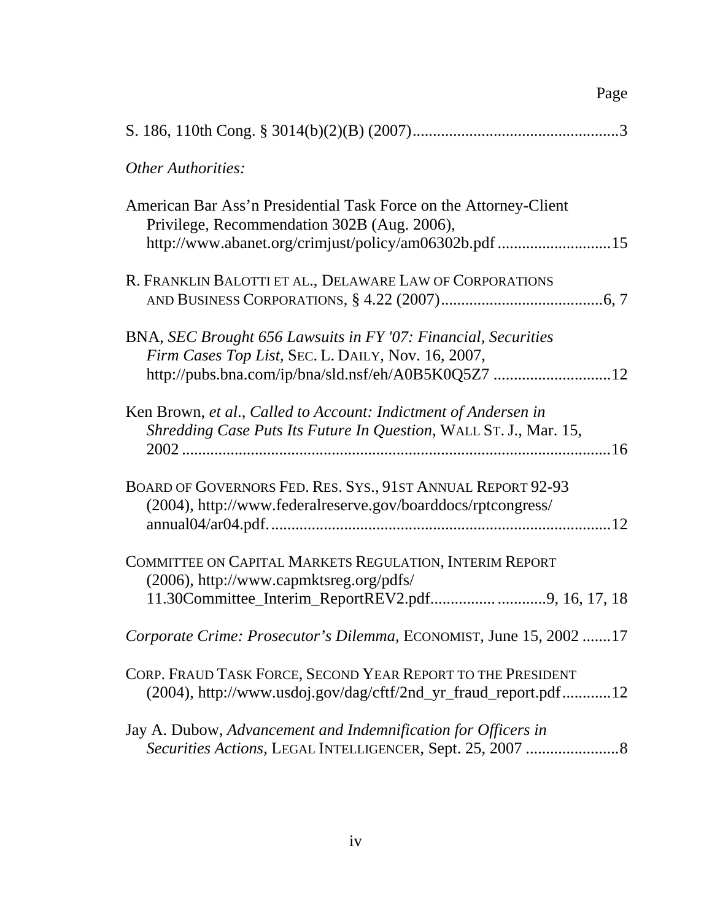| | Page |
|---|---|
| S. 186, 110th Cong. § 3014(b)(2)(B) (2007) | 3 |

*Other Authorities:*

| | |
|---|---|
| American Bar Ass'n Presidential Task Force on the Attorney-Client Privilege, Recommendation 302B (Aug. 2006), http://www.abanet.org/crimjust/policy/am06302b.pdf | 15 |
| R. FRANKLIN BALOTTI ET AL., DELAWARE LAW OF CORPORATIONS AND BUSINESS CORPORATIONS, § 4.22 (2007) | 6, 7 |
| BNA, *SEC Brought 656 Lawsuits in FY '07: Financial, Securities Firm Cases Top List*, SEC. L. DAILY, Nov. 16, 2007, http://pubs.bna.com/ip/bna/sld.nsf/eh/A0B5K0Q5Z7 | 12 |
| Ken Brown, *et al*., *Called to Account: Indictment of Andersen in Shredding Case Puts Its Future In Question*, WALL ST. J., Mar. 15, 2002 | 16 |
| BOARD OF GOVERNORS FED. RES. SYS., 91ST ANNUAL REPORT 92-93 (2004), http://www.federalreserve.gov/boarddocs/rptcongress/annual04/ar04.pdf. | 12 |
| COMMITTEE ON CAPITAL MARKETS REGULATION, INTERIM REPORT (2006), http://www.capmktsreg.org/pdfs/11.30Committee_Interim_ReportREV2.pdf | 9, 16, 17, 18 |
| *Corporate Crime: Prosecutor's Dilemma*, ECONOMIST, June 15, 2002 | 17 |
| CORP. FRAUD TASK FORCE, SECOND YEAR REPORT TO THE PRESIDENT (2004), http://www.usdoj.gov/dag/cftf/2nd_yr_fraud_report.pdf | 12 |
| Jay A. Dubow, *Advancement and Indemnification for Officers in Securities Actions*, LEGAL INTELLIGENCER, Sept. 25, 2007 | 8 |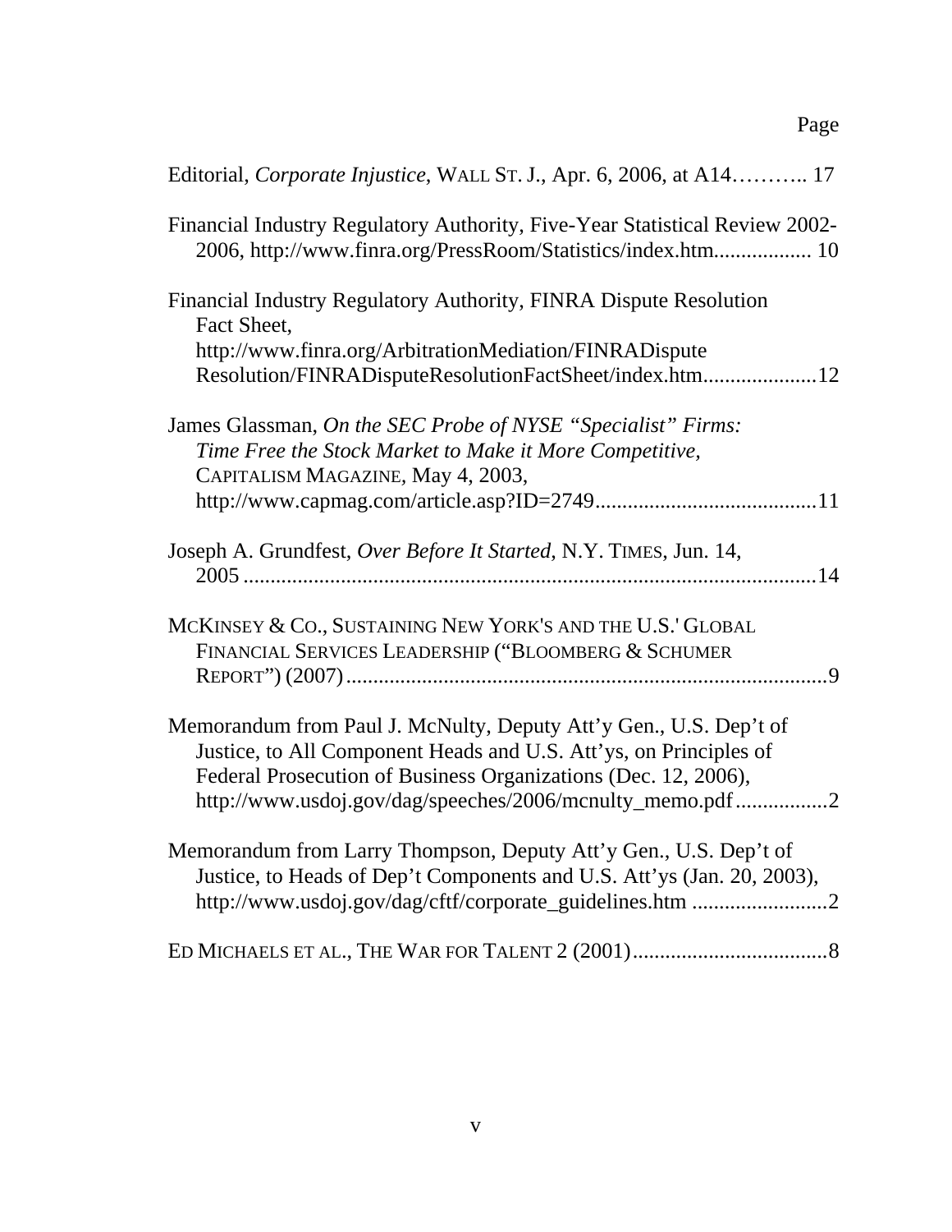Page

Editorial, *Corporate Injustice*, WALL ST. J., Apr. 6, 2006, at A14……….. 17

Financial Industry Regulatory Authority, Five-Year Statistical Review 2002-2006, http://www.finra.org/PressRoom/Statistics/index.htm.................. 10

Financial Industry Regulatory Authority, FINRA Dispute Resolution Fact Sheet, http://www.finra.org/ArbitrationMediation/FINRADispute Resolution/FINRADisputeResolutionFactSheet/index.htm.....................12

James Glassman, *On the SEC Probe of NYSE "Specialist" Firms: Time Free the Stock Market to Make it More Competitive,* CAPITALISM MAGAZINE, May 4, 2003, http://www.capmag.com/article.asp?ID=2749.........................................11

Joseph A. Grundfest, *Over Before It Started*, N.Y. TIMES, Jun. 14, 2005 ........................................................................................................14

MCKINSEY & CO., SUSTAINING NEW YORK'S AND THE U.S.' GLOBAL FINANCIAL SERVICES LEADERSHIP ("BLOOMBERG & SCHUMER REPORT") (2007).........................................................................................9

Memorandum from Paul J. McNulty, Deputy Att'y Gen., U.S. Dep't of Justice, to All Component Heads and U.S. Att'ys, on Principles of Federal Prosecution of Business Organizations (Dec. 12, 2006), http://www.usdoj.gov/dag/speeches/2006/mcnulty_memo.pdf .................2

Memorandum from Larry Thompson, Deputy Att'y Gen., U.S. Dep't of Justice, to Heads of Dep't Components and U.S. Att'ys (Jan. 20, 2003), http://www.usdoj.gov/dag/cftf/corporate_guidelines.htm .........................2

ED MICHAELS ET AL., THE WAR FOR TALENT 2 (2001)....................................8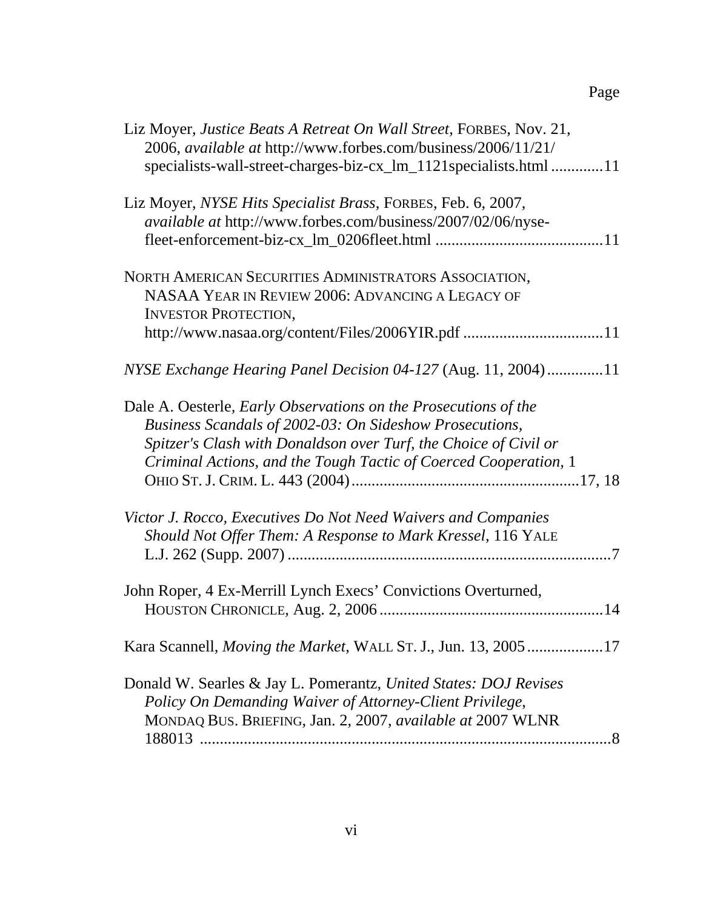Page

Liz Moyer, *Justice Beats A Retreat On Wall Street*, FORBES, Nov. 21, 2006, *available at* http://www.forbes.com/business/2006/11/21/specialists-wall-street-charges-biz-cx_lm_1121specialists.html .............11

Liz Moyer, *NYSE Hits Specialist Brass*, FORBES, Feb. 6, 2007, *available at* http://www.forbes.com/business/2007/02/06/nyse-fleet-enforcement-biz-cx_lm_0206fleet.html ..........................................11

NORTH AMERICAN SECURITIES ADMINISTRATORS ASSOCIATION, NASAA YEAR IN REVIEW 2006: ADVANCING A LEGACY OF INVESTOR PROTECTION, http://www.nasaa.org/content/Files/2006YIR.pdf ...................................11

*NYSE Exchange Hearing Panel Decision 04-127* (Aug. 11, 2004)..............11

Dale A. Oesterle, *Early Observations on the Prosecutions of the Business Scandals of 2002-03: On Sideshow Prosecutions, Spitzer's Clash with Donaldson over Turf, the Choice of Civil or Criminal Actions, and the Tough Tactic of Coerced Cooperation*, 1 OHIO ST. J. CRIM. L. 443 (2004).........................................................17, 18

*Victor J. Rocco, Executives Do Not Need Waivers and Companies Should Not Offer Them: A Response to Mark Kressel,* 116 YALE L.J. 262 (Supp. 2007) ..................................................................................7

John Roper, 4 Ex-Merrill Lynch Execs' Convictions Overturned, HOUSTON CHRONICLE, Aug. 2, 2006 .........................................................14

Kara Scannell, *Moving the Market*, WALL ST. J., Jun. 13, 2005...................17

Donald W. Searles & Jay L. Pomerantz, *United States: DOJ Revises Policy On Demanding Waiver of Attorney-Client Privilege,* MONDAQ BUS. BRIEFING, Jan. 2, 2007, *available at* 2007 WLNR 188013 .......................................................................................................8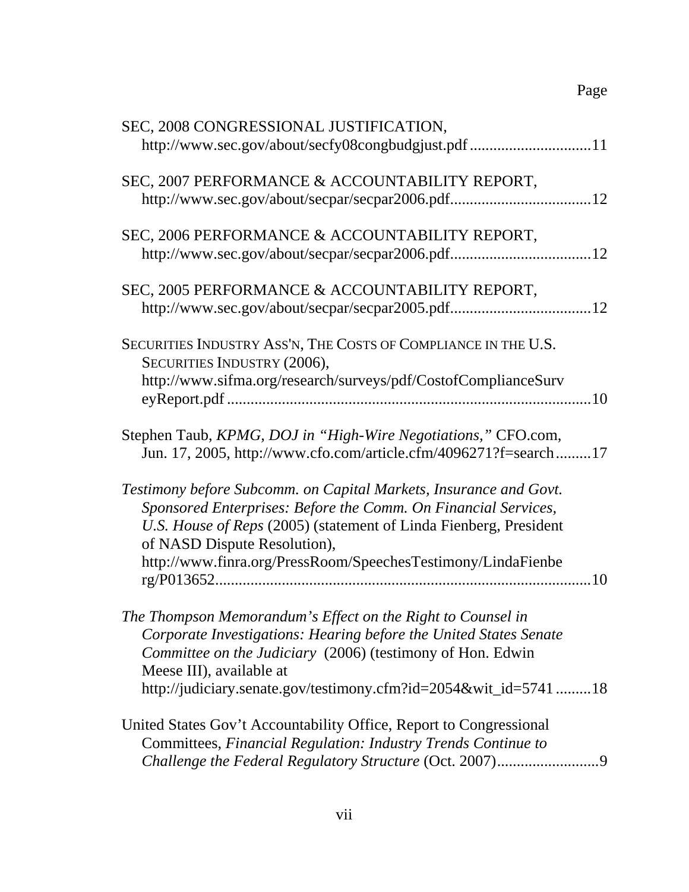Page

SEC, 2008 CONGRESSIONAL JUSTIFICATION, http://www.sec.gov/about/secfy08congbudgjust.pdf ...............................11

SEC, 2007 PERFORMANCE & ACCOUNTABILITY REPORT, http://www.sec.gov/about/secpar/secpar2006.pdf....................................12

SEC, 2006 PERFORMANCE & ACCOUNTABILITY REPORT, http://www.sec.gov/about/secpar/secpar2006.pdf....................................12

SEC, 2005 PERFORMANCE & ACCOUNTABILITY REPORT, http://www.sec.gov/about/secpar/secpar2005.pdf....................................12

SECURITIES INDUSTRY ASS'N, THE COSTS OF COMPLIANCE IN THE U.S. SECURITIES INDUSTRY (2006), http://www.sifma.org/research/surveys/pdf/CostofComplianceSurveyReport.pdf ............................................................................................10

Stephen Taub, *KPMG, DOJ in "High-Wire Negotiations,"* CFO.com, Jun. 17, 2005, http://www.cfo.com/article.cfm/4096271?f=search.........17

*Testimony before Subcomm. on Capital Markets, Insurance and Govt. Sponsored Enterprises: Before the Comm. On Financial Services, U.S. House of Reps* (2005) (statement of Linda Fienberg, President of NASD Dispute Resolution), http://www.finra.org/PressRoom/SpeechesTestimony/LindaFienberg/P013652................................................................................................10

*The Thompson Memorandum's Effect on the Right to Counsel in Corporate Investigations: Hearing before the United States Senate Committee on the Judiciary* (2006) (testimony of Hon. Edwin Meese III), available at http://judiciary.senate.gov/testimony.cfm?id=2054&wit_id=5741 .........18

United States Gov't Accountability Office, Report to Congressional Committees, *Financial Regulation: Industry Trends Continue to Challenge the Federal Regulatory Structure* (Oct. 2007)..........................9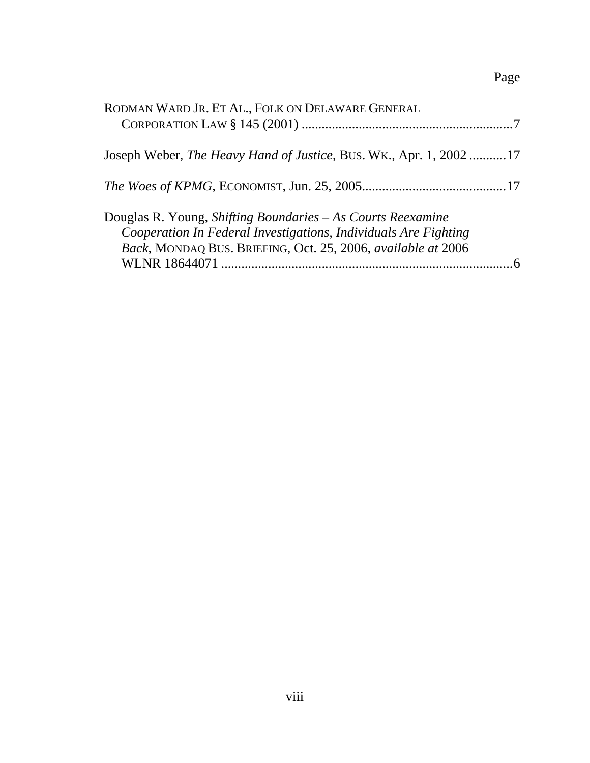Page

RODMAN WARD JR. ET AL., FOLK ON DELAWARE GENERAL CORPORATION LAW § 145 (2001) ...............................................................7

Joseph Weber, *The Heavy Hand of Justice*, BUS. WK., Apr. 1, 2002 ...........17

*The Woes of KPMG*, ECONOMIST, Jun. 25, 2005...........................................17

Douglas R. Young, *Shifting Boundaries – As Courts Reexamine Cooperation In Federal Investigations, Individuals Are Fighting Back*, MONDAQ BUS. BRIEFING, Oct. 25, 2006, *available at* 2006 WLNR 18644071 .......................................................................................6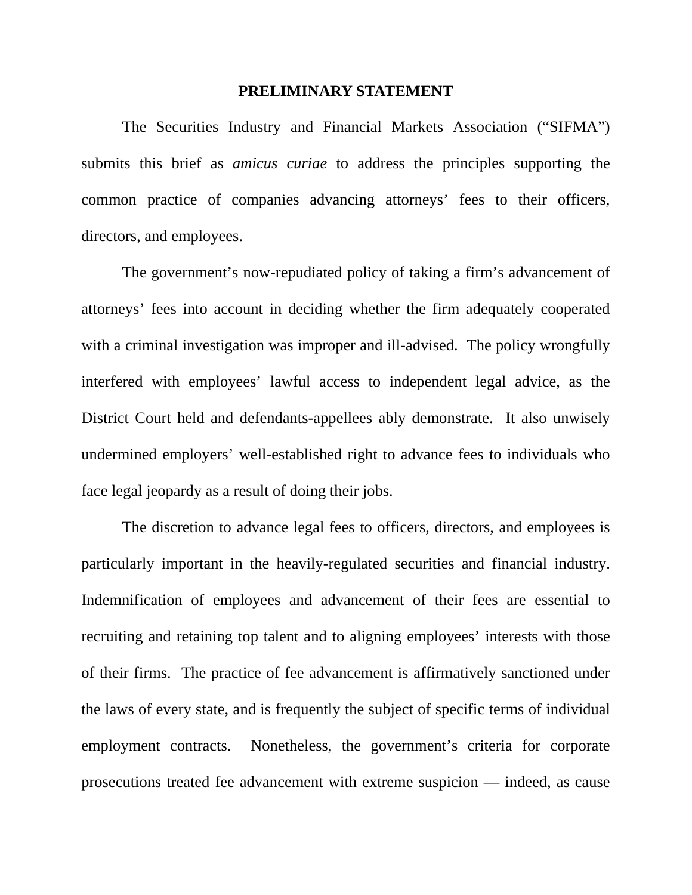# PRELIMINARY STATEMENT

The Securities Industry and Financial Markets Association ("SIFMA") submits this brief as *amicus curiae* to address the principles supporting the common practice of companies advancing attorneys' fees to their officers, directors, and employees.

The government's now-repudiated policy of taking a firm's advancement of attorneys' fees into account in deciding whether the firm adequately cooperated with a criminal investigation was improper and ill-advised. The policy wrongfully interfered with employees' lawful access to independent legal advice, as the District Court held and defendants-appellees ably demonstrate. It also unwisely undermined employers' well-established right to advance fees to individuals who face legal jeopardy as a result of doing their jobs.

The discretion to advance legal fees to officers, directors, and employees is particularly important in the heavily-regulated securities and financial industry. Indemnification of employees and advancement of their fees are essential to recruiting and retaining top talent and to aligning employees' interests with those of their firms. The practice of fee advancement is affirmatively sanctioned under the laws of every state, and is frequently the subject of specific terms of individual employment contracts. Nonetheless, the government's criteria for corporate prosecutions treated fee advancement with extreme suspicion — indeed, as cause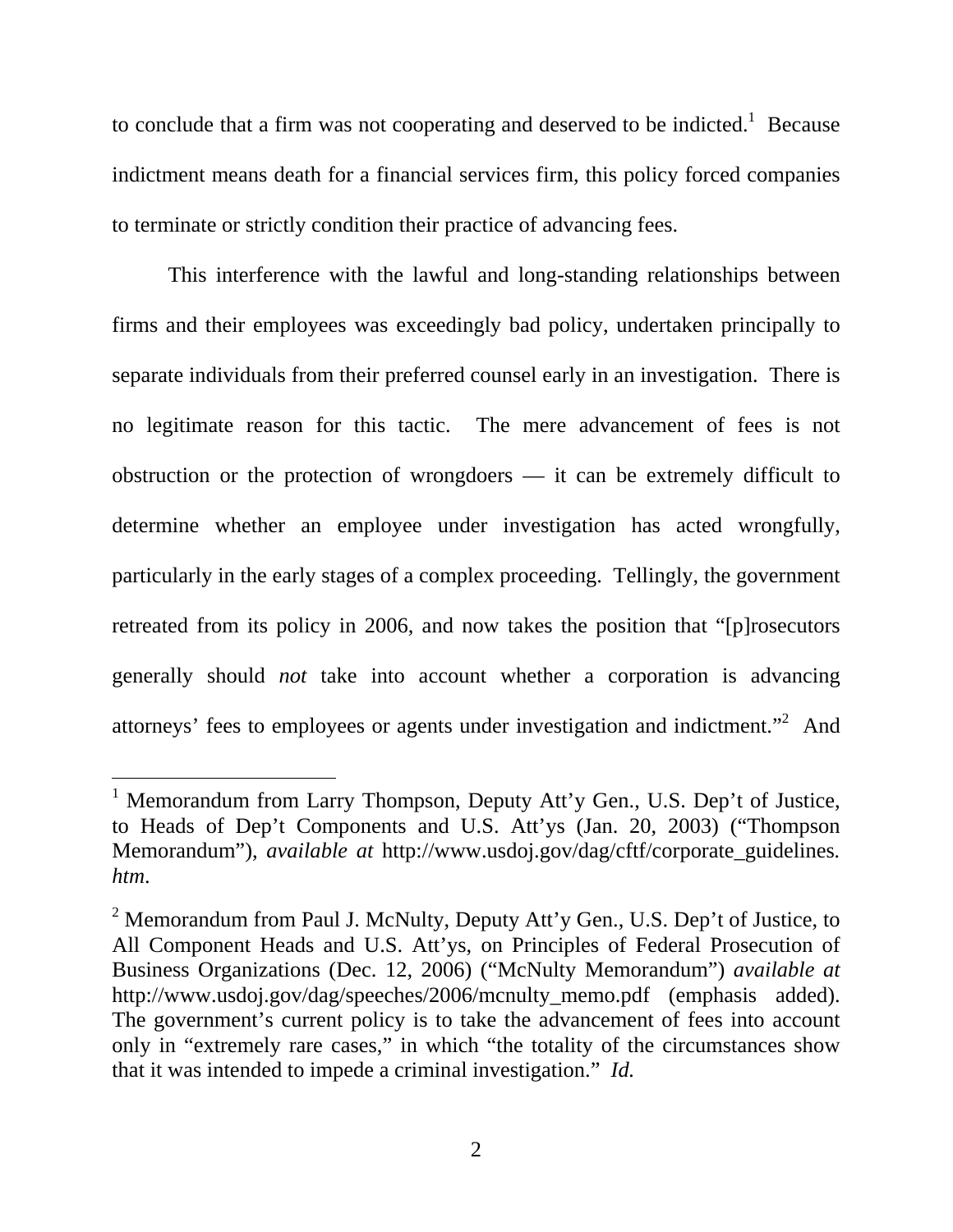to conclude that a firm was not cooperating and deserved to be indicted.[1] Because indictment means death for a financial services firm, this policy forced companies to terminate or strictly condition their practice of advancing fees.

This interference with the lawful and long-standing relationships between firms and their employees was exceedingly bad policy, undertaken principally to separate individuals from their preferred counsel early in an investigation. There is no legitimate reason for this tactic. The mere advancement of fees is not obstruction or the protection of wrongdoers — it can be extremely difficult to determine whether an employee under investigation has acted wrongfully, particularly in the early stages of a complex proceeding. Tellingly, the government retreated from its policy in 2006, and now takes the position that "[p]rosecutors generally should *not* take into account whether a corporation is advancing attorneys' fees to employees or agents under investigation and indictment."[2] And

---

[1] Memorandum from Larry Thompson, Deputy Att'y Gen., U.S. Dep't of Justice, to Heads of Dep't Components and U.S. Att'ys (Jan. 20, 2003) ("Thompson Memorandum"), *available at* http://www.usdoj.gov/dag/cftf/corporate_guidelines.*htm*.

[2] Memorandum from Paul J. McNulty, Deputy Att'y Gen., U.S. Dep't of Justice, to All Component Heads and U.S. Att'ys, on Principles of Federal Prosecution of Business Organizations (Dec. 12, 2006) ("McNulty Memorandum") *available at* http://www.usdoj.gov/dag/speeches/2006/mcnulty_memo.pdf (emphasis added). The government's current policy is to take the advancement of fees into account only in "extremely rare cases," in which "the totality of the circumstances show that it was intended to impede a criminal investigation." *Id.*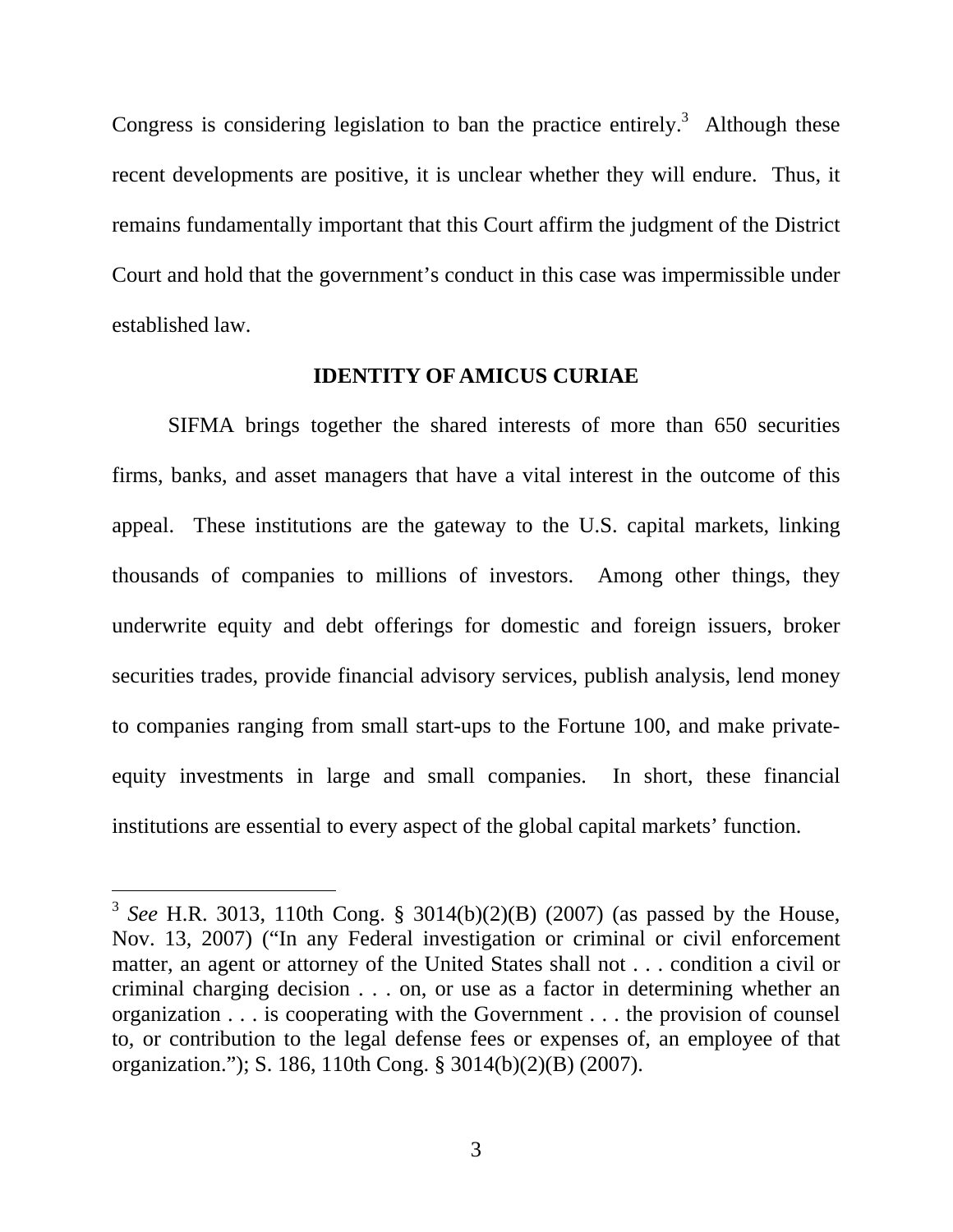Congress is considering legislation to ban the practice entirely.[3] Although these recent developments are positive, it is unclear whether they will endure. Thus, it remains fundamentally important that this Court affirm the judgment of the District Court and hold that the government's conduct in this case was impermissible under established law.

## IDENTITY OF AMICUS CURIAE

SIFMA brings together the shared interests of more than 650 securities firms, banks, and asset managers that have a vital interest in the outcome of this appeal. These institutions are the gateway to the U.S. capital markets, linking thousands of companies to millions of investors. Among other things, they underwrite equity and debt offerings for domestic and foreign issuers, broker securities trades, provide financial advisory services, publish analysis, lend money to companies ranging from small start-ups to the Fortune 100, and make private-equity investments in large and small companies. In short, these financial institutions are essential to every aspect of the global capital markets' function.

---

[3] *See* H.R. 3013, 110th Cong. § 3014(b)(2)(B) (2007) (as passed by the House, Nov. 13, 2007) ("In any Federal investigation or criminal or civil enforcement matter, an agent or attorney of the United States shall not . . . condition a civil or criminal charging decision . . . on, or use as a factor in determining whether an organization . . . is cooperating with the Government . . . the provision of counsel to, or contribution to the legal defense fees or expenses of, an employee of that organization."); S. 186, 110th Cong. § 3014(b)(2)(B) (2007).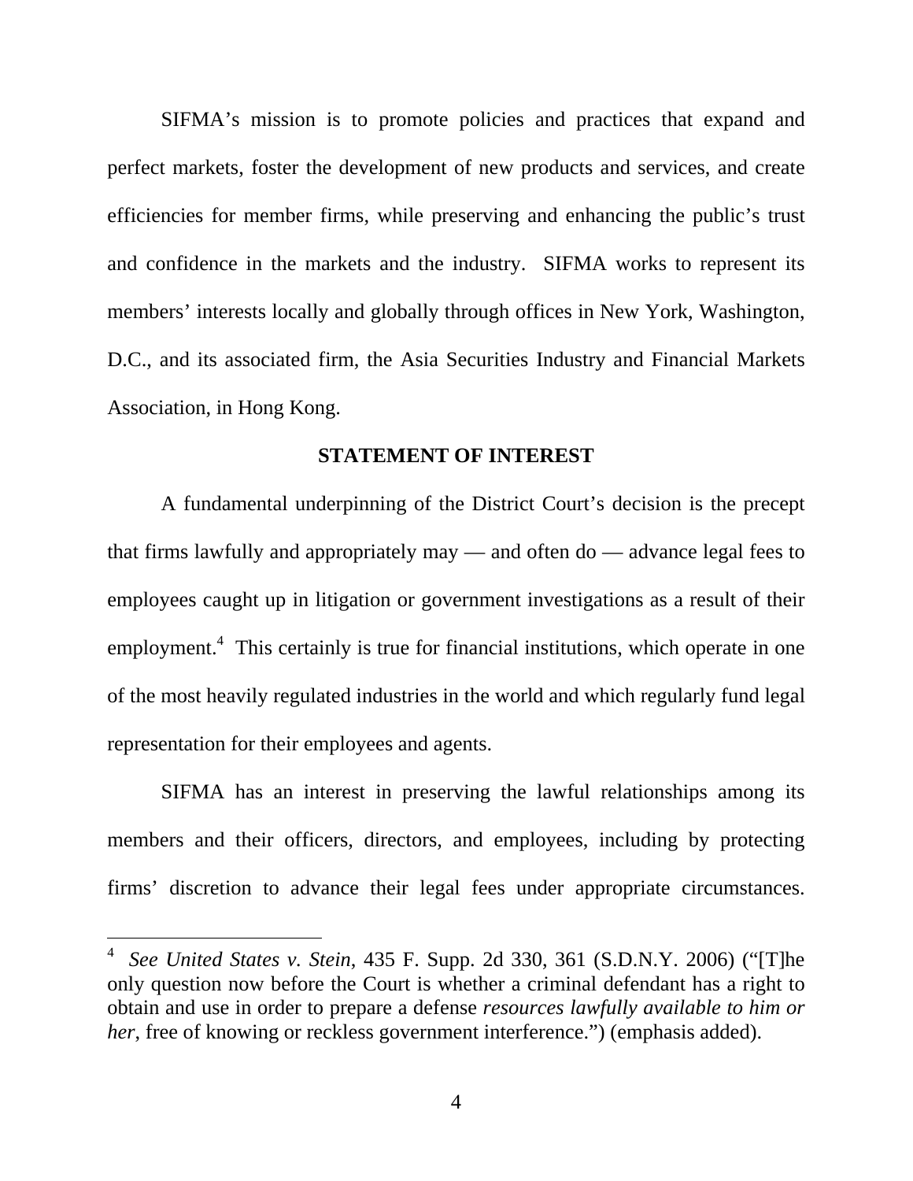SIFMA's mission is to promote policies and practices that expand and perfect markets, foster the development of new products and services, and create efficiencies for member firms, while preserving and enhancing the public's trust and confidence in the markets and the industry. SIFMA works to represent its members' interests locally and globally through offices in New York, Washington, D.C., and its associated firm, the Asia Securities Industry and Financial Markets Association, in Hong Kong.

## STATEMENT OF INTEREST

A fundamental underpinning of the District Court's decision is the precept that firms lawfully and appropriately may — and often do — advance legal fees to employees caught up in litigation or government investigations as a result of their employment.[4] This certainly is true for financial institutions, which operate in one of the most heavily regulated industries in the world and which regularly fund legal representation for their employees and agents.

SIFMA has an interest in preserving the lawful relationships among its members and their officers, directors, and employees, including by protecting firms' discretion to advance their legal fees under appropriate circumstances.

---

[4] *See United States v. Stein*, 435 F. Supp. 2d 330, 361 (S.D.N.Y. 2006) ("[T]he only question now before the Court is whether a criminal defendant has a right to obtain and use in order to prepare a defense *resources lawfully available to him or her*, free of knowing or reckless government interference.") (emphasis added).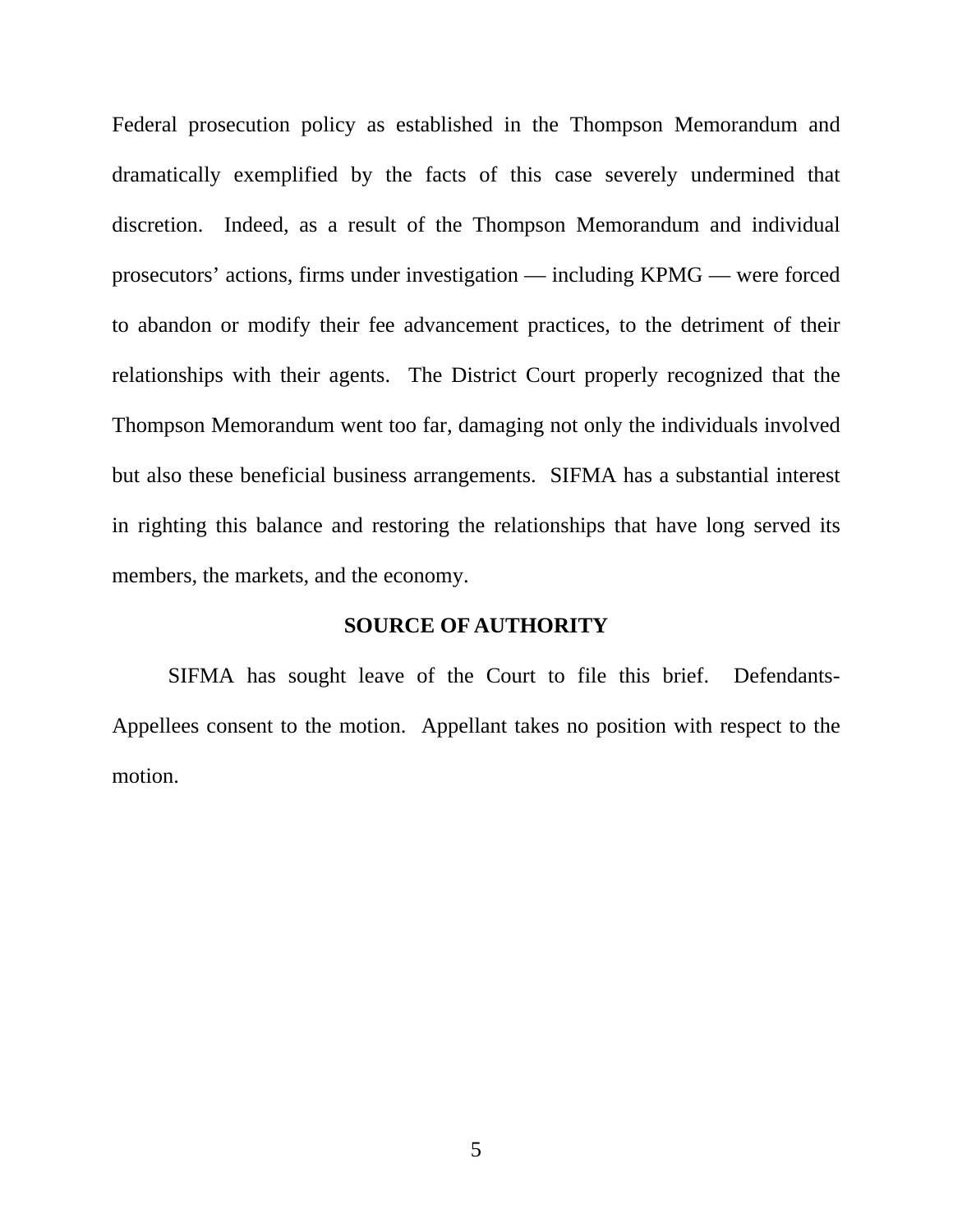Federal prosecution policy as established in the Thompson Memorandum and dramatically exemplified by the facts of this case severely undermined that discretion. Indeed, as a result of the Thompson Memorandum and individual prosecutors' actions, firms under investigation — including KPMG — were forced to abandon or modify their fee advancement practices, to the detriment of their relationships with their agents. The District Court properly recognized that the Thompson Memorandum went too far, damaging not only the individuals involved but also these beneficial business arrangements. SIFMA has a substantial interest in righting this balance and restoring the relationships that have long served its members, the markets, and the economy.

## SOURCE OF AUTHORITY

SIFMA has sought leave of the Court to file this brief. Defendants-Appellees consent to the motion. Appellant takes no position with respect to the motion.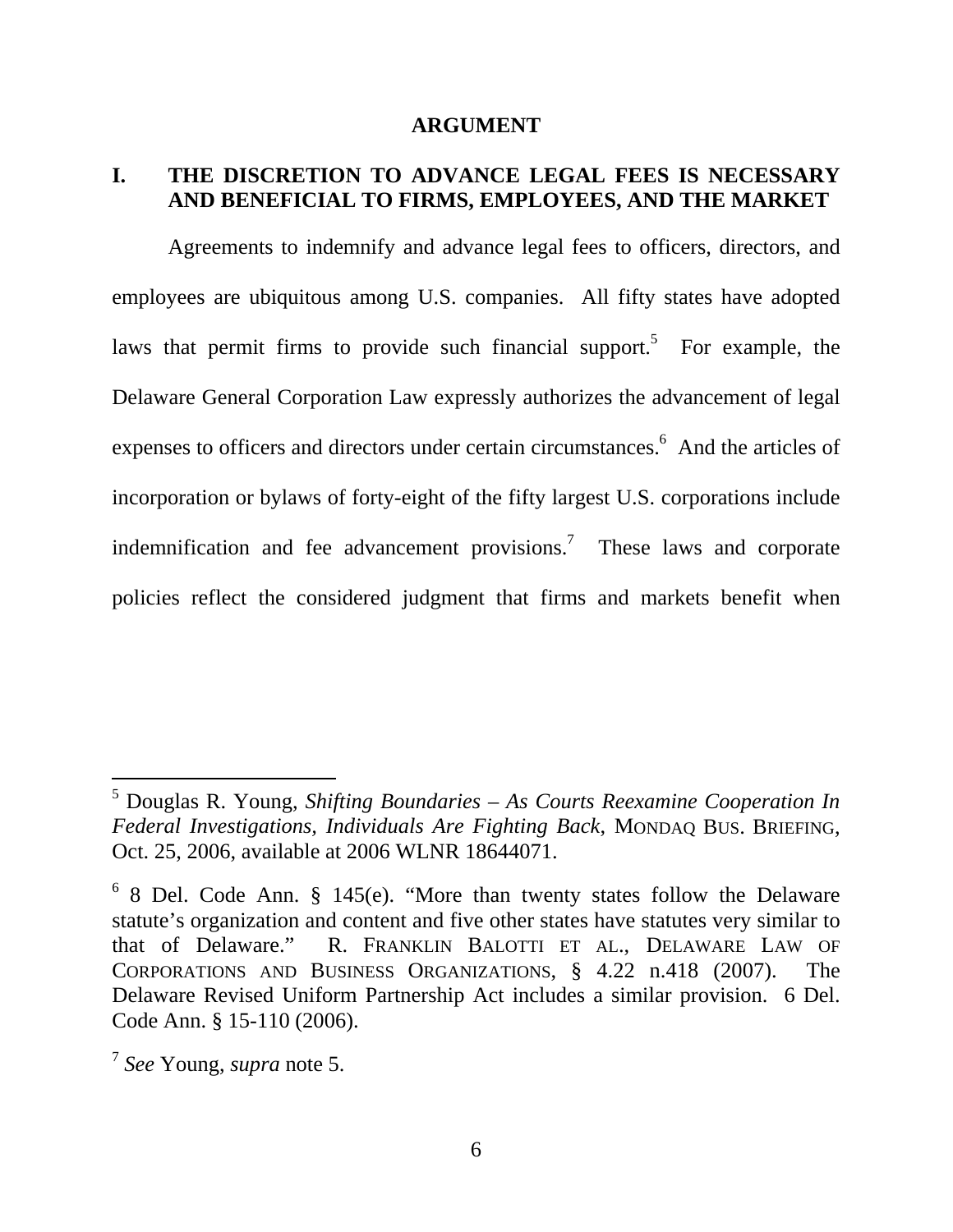## ARGUMENT

### I. THE DISCRETION TO ADVANCE LEGAL FEES IS NECESSARY AND BENEFICIAL TO FIRMS, EMPLOYEES, AND THE MARKET

Agreements to indemnify and advance legal fees to officers, directors, and employees are ubiquitous among U.S. companies. All fifty states have adopted laws that permit firms to provide such financial support.[5] For example, the Delaware General Corporation Law expressly authorizes the advancement of legal expenses to officers and directors under certain circumstances.[6] And the articles of incorporation or bylaws of forty-eight of the fifty largest U.S. corporations include indemnification and fee advancement provisions.[7] These laws and corporate policies reflect the considered judgment that firms and markets benefit when

---

[5] Douglas R. Young, *Shifting Boundaries – As Courts Reexamine Cooperation In Federal Investigations, Individuals Are Fighting Back*, MONDAQ BUS. BRIEFING, Oct. 25, 2006, available at 2006 WLNR 18644071.

[6] 8 Del. Code Ann. § 145(e). "More than twenty states follow the Delaware statute's organization and content and five other states have statutes very similar to that of Delaware." R. FRANKLIN BALOTTI ET AL., DELAWARE LAW OF CORPORATIONS AND BUSINESS ORGANIZATIONS, § 4.22 n.418 (2007). The Delaware Revised Uniform Partnership Act includes a similar provision. 6 Del. Code Ann. § 15-110 (2006).

[7] *See* Young, *supra* note 5.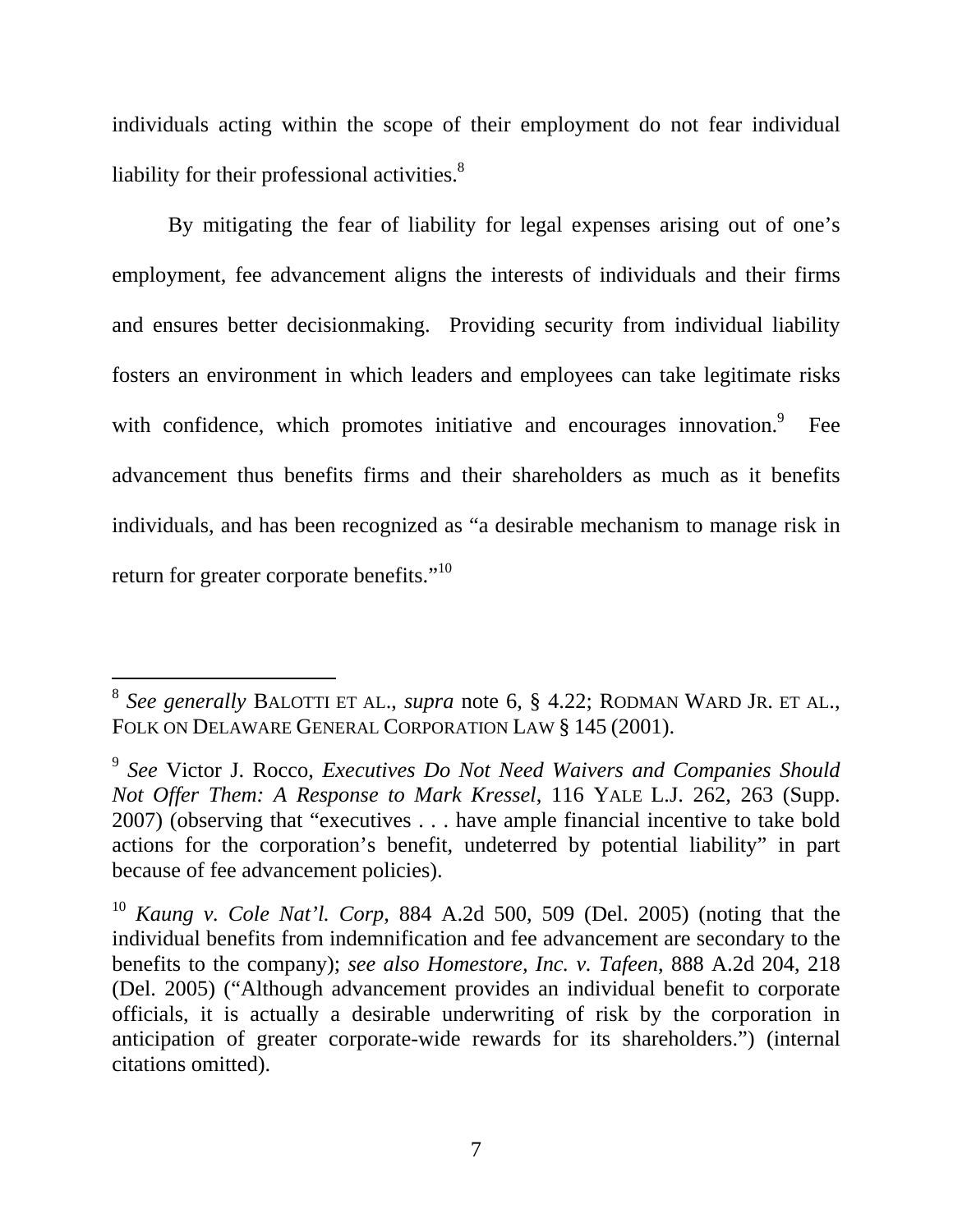individuals acting within the scope of their employment do not fear individual liability for their professional activities.[8]

By mitigating the fear of liability for legal expenses arising out of one's employment, fee advancement aligns the interests of individuals and their firms and ensures better decisionmaking. Providing security from individual liability fosters an environment in which leaders and employees can take legitimate risks with confidence, which promotes initiative and encourages innovation.[9] Fee advancement thus benefits firms and their shareholders as much as it benefits individuals, and has been recognized as "a desirable mechanism to manage risk in return for greater corporate benefits."[10]

---

[8] *See generally* BALOTTI ET AL., *supra* note 6, § 4.22; RODMAN WARD JR. ET AL., FOLK ON DELAWARE GENERAL CORPORATION LAW § 145 (2001).

[9] *See* Victor J. Rocco, *Executives Do Not Need Waivers and Companies Should Not Offer Them: A Response to Mark Kressel*, 116 YALE L.J. 262, 263 (Supp. 2007) (observing that "executives . . . have ample financial incentive to take bold actions for the corporation's benefit, undeterred by potential liability" in part because of fee advancement policies).

[10] *Kaung v. Cole Nat'l. Corp*, 884 A.2d 500, 509 (Del. 2005) (noting that the individual benefits from indemnification and fee advancement are secondary to the benefits to the company); *see also Homestore, Inc. v. Tafeen*, 888 A.2d 204, 218 (Del. 2005) ("Although advancement provides an individual benefit to corporate officials, it is actually a desirable underwriting of risk by the corporation in anticipation of greater corporate-wide rewards for its shareholders.") (internal citations omitted).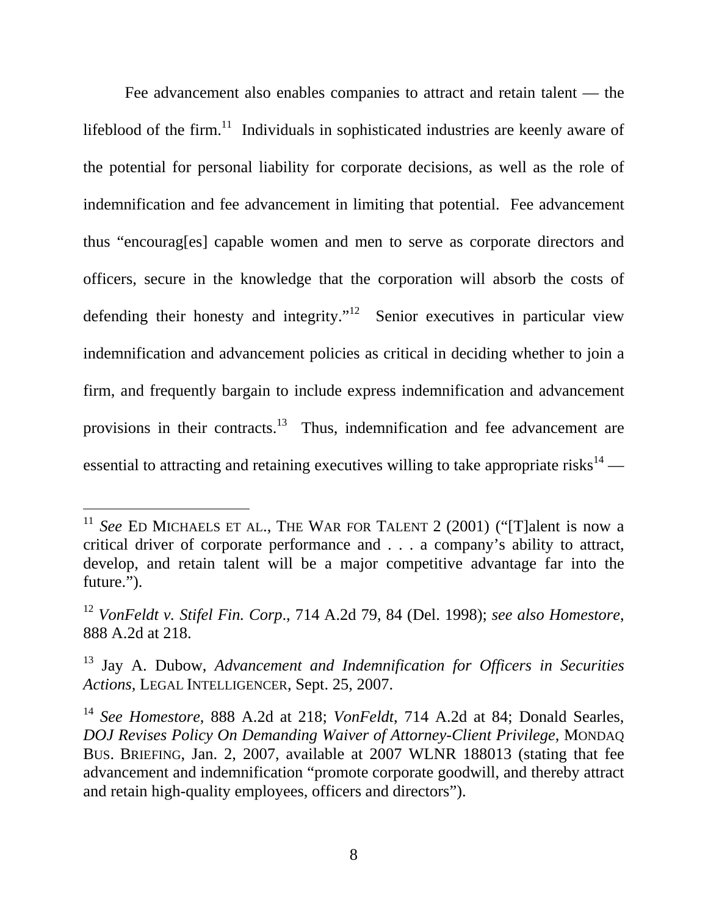Fee advancement also enables companies to attract and retain talent — the lifeblood of the firm.[11] Individuals in sophisticated industries are keenly aware of the potential for personal liability for corporate decisions, as well as the role of indemnification and fee advancement in limiting that potential. Fee advancement thus "encourag[es] capable women and men to serve as corporate directors and officers, secure in the knowledge that the corporation will absorb the costs of defending their honesty and integrity."[12] Senior executives in particular view indemnification and advancement policies as critical in deciding whether to join a firm, and frequently bargain to include express indemnification and advancement provisions in their contracts.[13] Thus, indemnification and fee advancement are essential to attracting and retaining executives willing to take appropriate risks[14] —

---

[11] *See* ED MICHAELS ET AL., THE WAR FOR TALENT 2 (2001) ("[T]alent is now a critical driver of corporate performance and . . . a company's ability to attract, develop, and retain talent will be a major competitive advantage far into the future.").

[12] *VonFeldt v. Stifel Fin. Corp.*, 714 A.2d 79, 84 (Del. 1998); *see also Homestore*, 888 A.2d at 218.

[13] Jay A. Dubow, *Advancement and Indemnification for Officers in Securities Actions*, LEGAL INTELLIGENCER, Sept. 25, 2007.

[14] *See Homestore*, 888 A.2d at 218; *VonFeldt*, 714 A.2d at 84; Donald Searles, *DOJ Revises Policy On Demanding Waiver of Attorney-Client Privilege*, MONDAQ BUS. BRIEFING, Jan. 2, 2007, available at 2007 WLNR 188013 (stating that fee advancement and indemnification "promote corporate goodwill, and thereby attract and retain high-quality employees, officers and directors").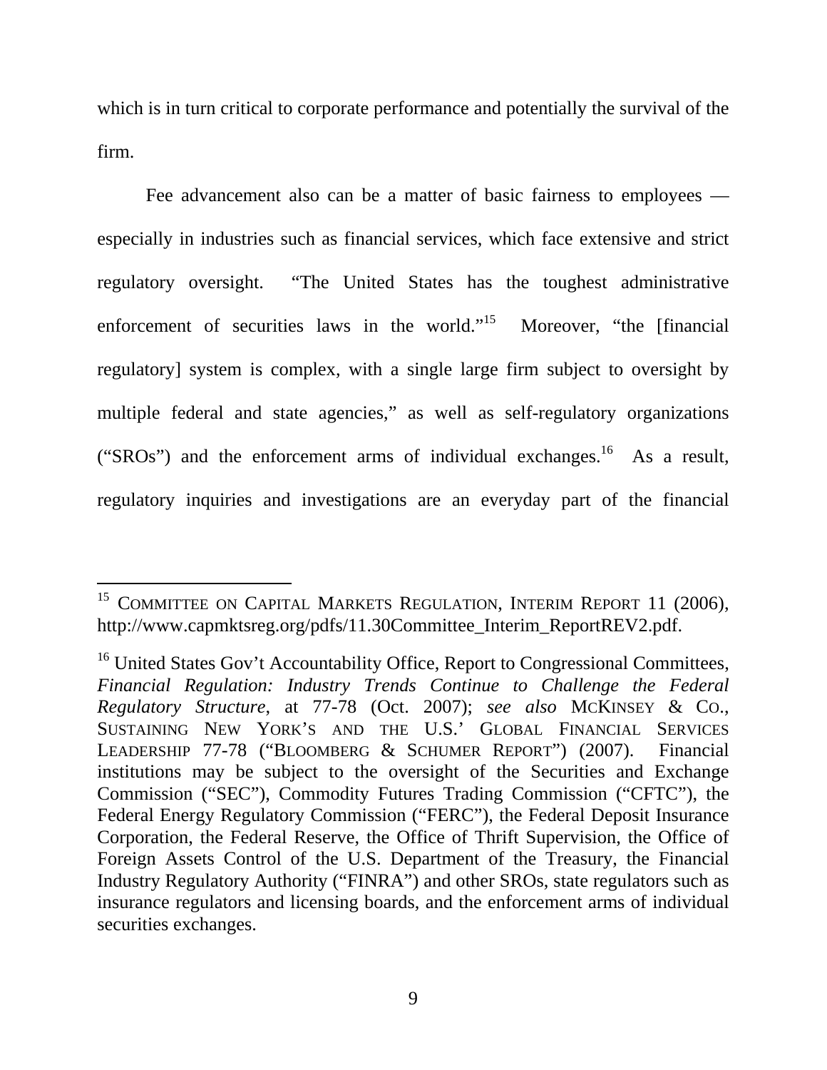which is in turn critical to corporate performance and potentially the survival of the firm.

Fee advancement also can be a matter of basic fairness to employees — especially in industries such as financial services, which face extensive and strict regulatory oversight. "The United States has the toughest administrative enforcement of securities laws in the world."[15] Moreover, "the [financial regulatory] system is complex, with a single large firm subject to oversight by multiple federal and state agencies," as well as self-regulatory organizations ("SROs") and the enforcement arms of individual exchanges.[16] As a result, regulatory inquiries and investigations are an everyday part of the financial

---

[15] COMMITTEE ON CAPITAL MARKETS REGULATION, INTERIM REPORT 11 (2006), http://www.capmktsreg.org/pdfs/11.30Committee_Interim_ReportREV2.pdf.

[16] United States Gov't Accountability Office, Report to Congressional Committees, *Financial Regulation: Industry Trends Continue to Challenge the Federal Regulatory Structure*, at 77-78 (Oct. 2007); ***see also*** MCKINSEY & CO., SUSTAINING NEW YORK'S AND THE U.S.' GLOBAL FINANCIAL SERVICES LEADERSHIP 77-78 ("BLOOMBERG & SCHUMER REPORT") (2007). Financial institutions may be subject to the oversight of the Securities and Exchange Commission ("SEC"), Commodity Futures Trading Commission ("CFTC"), the Federal Energy Regulatory Commission ("FERC"), the Federal Deposit Insurance Corporation, the Federal Reserve, the Office of Thrift Supervision, the Office of Foreign Assets Control of the U.S. Department of the Treasury, the Financial Industry Regulatory Authority ("FINRA") and other SROs, state regulators such as insurance regulators and licensing boards, and the enforcement arms of individual securities exchanges.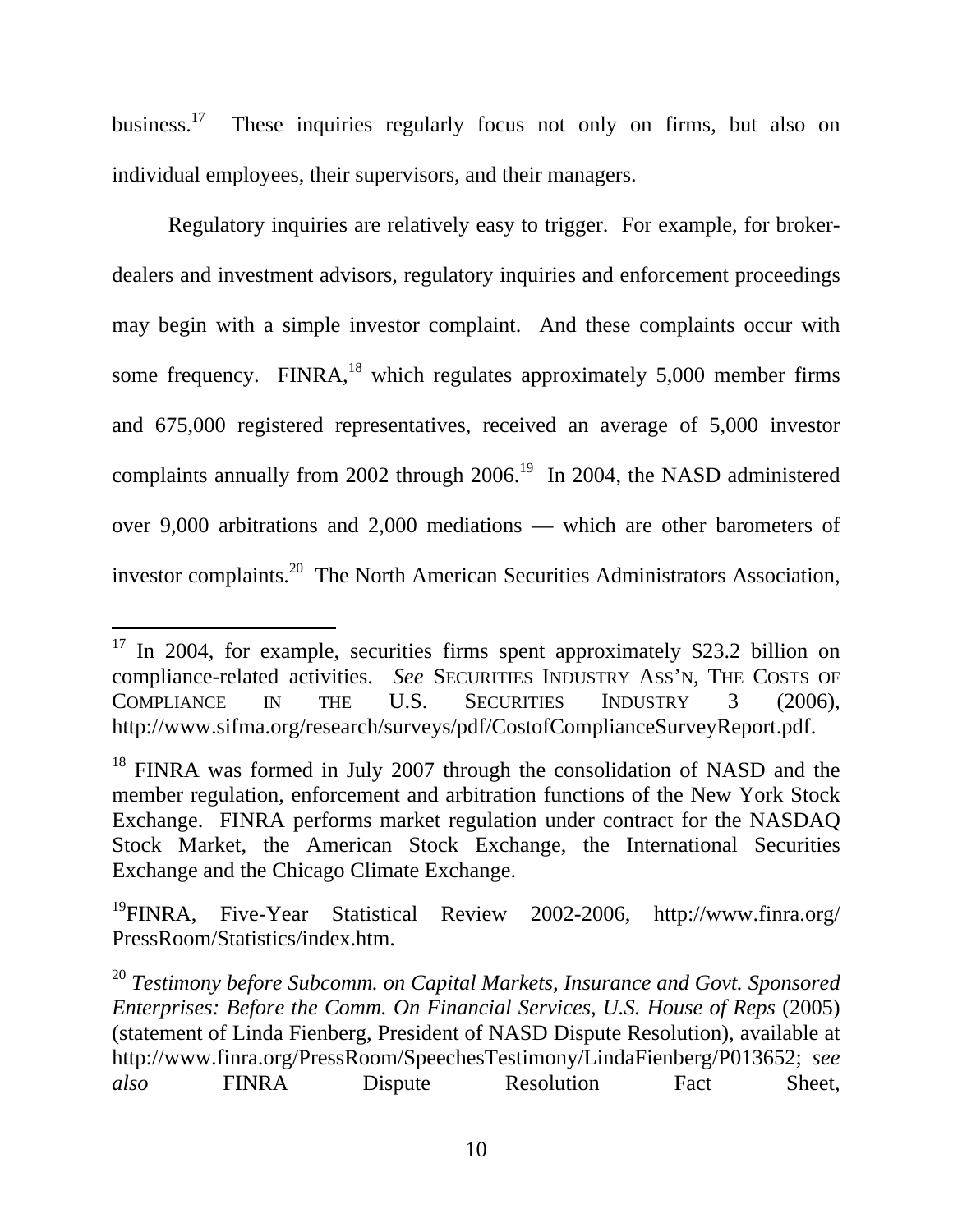business.[17] These inquiries regularly focus not only on firms, but also on individual employees, their supervisors, and their managers.

Regulatory inquiries are relatively easy to trigger. For example, for broker-dealers and investment advisors, regulatory inquiries and enforcement proceedings may begin with a simple investor complaint. And these complaints occur with some frequency. FINRA,[18] which regulates approximately 5,000 member firms and 675,000 registered representatives, received an average of 5,000 investor complaints annually from 2002 through 2006.[19] In 2004, the NASD administered over 9,000 arbitrations and 2,000 mediations — which are other barometers of investor complaints.[20] The North American Securities Administrators Association,

---

[17] In 2004, for example, securities firms spent approximately $23.2 billion on compliance-related activities. *See* SECURITIES INDUSTRY ASS'N, THE COSTS OF COMPLIANCE IN THE U.S. SECURITIES INDUSTRY 3 (2006), http://www.sifma.org/research/surveys/pdf/CostofComplianceSurveyReport.pdf.

[18] FINRA was formed in July 2007 through the consolidation of NASD and the member regulation, enforcement and arbitration functions of the New York Stock Exchange. FINRA performs market regulation under contract for the NASDAQ Stock Market, the American Stock Exchange, the International Securities Exchange and the Chicago Climate Exchange.

[19] FINRA, Five-Year Statistical Review 2002-2006, http://www.finra.org/PressRoom/Statistics/index.htm.

[20] *Testimony before Subcomm. on Capital Markets, Insurance and Govt. Sponsored Enterprises: Before the Comm. On Financial Services, U.S. House of Reps* (2005) (statement of Linda Fienberg, President of NASD Dispute Resolution), available at http://www.finra.org/PressRoom/SpeechesTestimony/LindaFienberg/P013652; *see also* FINRA Dispute Resolution Fact Sheet,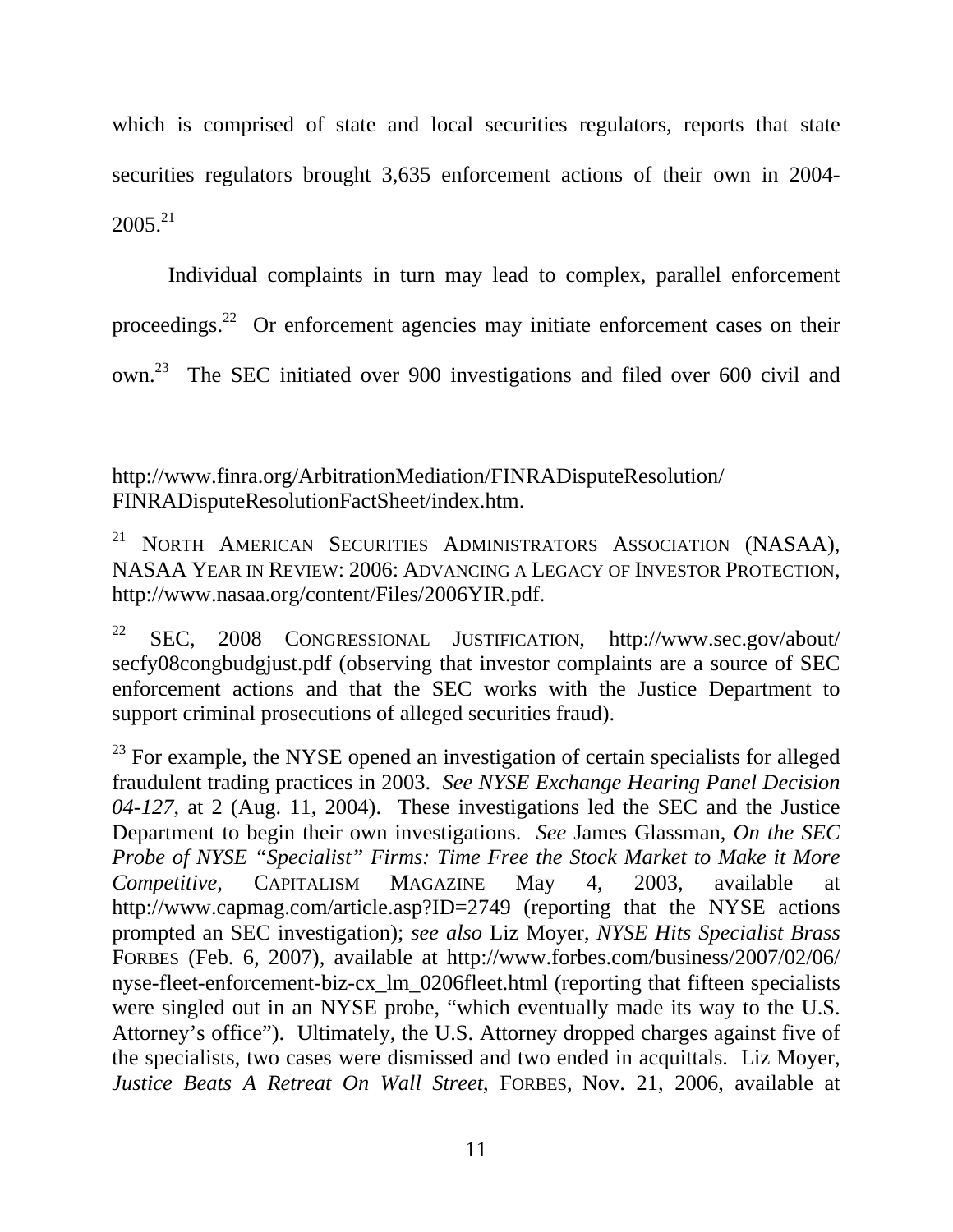which is comprised of state and local securities regulators, reports that state securities regulators brought 3,635 enforcement actions of their own in 2004-2005.[21]

Individual complaints in turn may lead to complex, parallel enforcement proceedings.[22] Or enforcement agencies may initiate enforcement cases on their own.[23] The SEC initiated over 900 investigations and filed over 600 civil and

---

http://www.finra.org/ArbitrationMediation/FINRADisputeResolution/FINRADisputeResolutionFactSheet/index.htm.

[21] NORTH AMERICAN SECURITIES ADMINISTRATORS ASSOCIATION (NASAA), NASAA YEAR IN REVIEW: 2006: ADVANCING A LEGACY OF INVESTOR PROTECTION, http://www.nasaa.org/content/Files/2006YIR.pdf.

[22] SEC, 2008 CONGRESSIONAL JUSTIFICATION, http://www.sec.gov/about/secfy08congbudgjust.pdf (observing that investor complaints are a source of SEC enforcement actions and that the SEC works with the Justice Department to support criminal prosecutions of alleged securities fraud).

[23] For example, the NYSE opened an investigation of certain specialists for alleged fraudulent trading practices in 2003. *See NYSE Exchange Hearing Panel Decision 04-127*, at 2 (Aug. 11, 2004). These investigations led the SEC and the Justice Department to begin their own investigations. *See* James Glassman, *On the SEC Probe of NYSE "Specialist" Firms: Time Free the Stock Market to Make it More Competitive*, CAPITALISM MAGAZINE May 4, 2003, available at http://www.capmag.com/article.asp?ID=2749 (reporting that the NYSE actions prompted an SEC investigation); *see also* Liz Moyer, *NYSE Hits Specialist Brass* FORBES (Feb. 6, 2007), available at http://www.forbes.com/business/2007/02/06/nyse-fleet-enforcement-biz-cx_lm_0206fleet.html (reporting that fifteen specialists were singled out in an NYSE probe, "which eventually made its way to the U.S. Attorney's office"). Ultimately, the U.S. Attorney dropped charges against five of the specialists, two cases were dismissed and two ended in acquittals. Liz Moyer, *Justice Beats A Retreat On Wall Street*, FORBES, Nov. 21, 2006, available at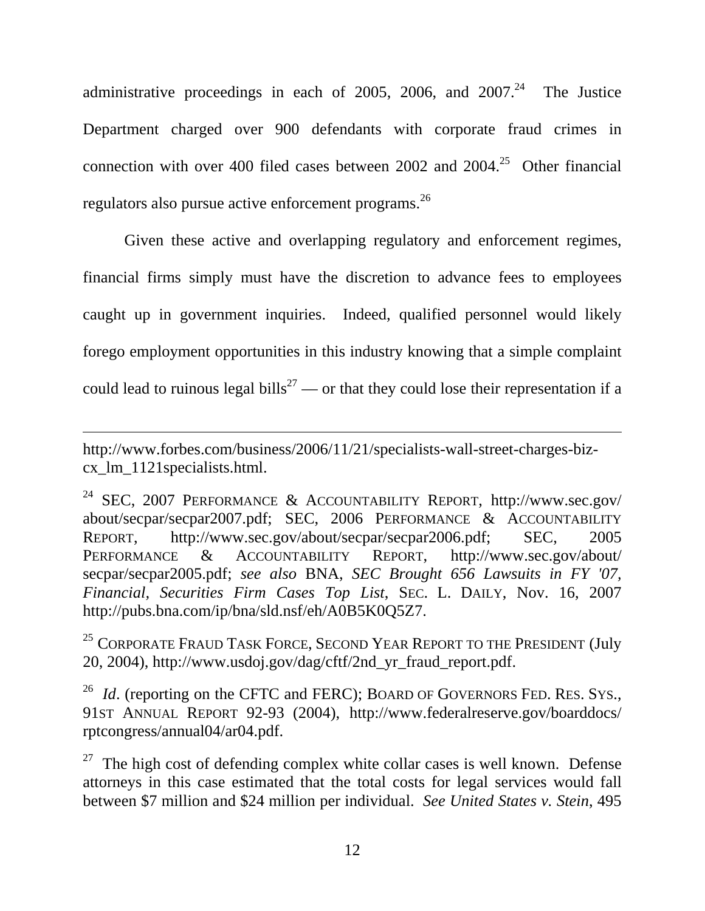administrative proceedings in each of 2005, 2006, and 2007.[24] The Justice Department charged over 900 defendants with corporate fraud crimes in connection with over 400 filed cases between 2002 and 2004.[25] Other financial regulators also pursue active enforcement programs.[26]

Given these active and overlapping regulatory and enforcement regimes, financial firms simply must have the discretion to advance fees to employees caught up in government inquiries. Indeed, qualified personnel would likely forego employment opportunities in this industry knowing that a simple complaint could lead to ruinous legal bills[27] — or that they could lose their representation if a

---

http://www.forbes.com/business/2006/11/21/specialists-wall-street-charges-biz-cx_lm_1121specialists.html.

[24] SEC, 2007 PERFORMANCE & ACCOUNTABILITY REPORT, http://www.sec.gov/about/secpar/secpar2007.pdf; SEC, 2006 PERFORMANCE & ACCOUNTABILITY REPORT, http://www.sec.gov/about/secpar/secpar2006.pdf; SEC, 2005 PERFORMANCE & ACCOUNTABILITY REPORT, http://www.sec.gov/about/secpar/secpar2005.pdf; *see also* BNA, *SEC Brought 656 Lawsuits in FY '07, Financial, Securities Firm Cases Top List*, SEC. L. DAILY, Nov. 16, 2007 http://pubs.bna.com/ip/bna/sld.nsf/eh/A0B5K0Q5Z7.

[25] CORPORATE FRAUD TASK FORCE, SECOND YEAR REPORT TO THE PRESIDENT (July 20, 2004), http://www.usdoj.gov/dag/cftf/2nd_yr_fraud_report.pdf.

[26] *Id*. (reporting on the CFTC and FERC); BOARD OF GOVERNORS FED. RES. SYS., 91ST ANNUAL REPORT 92-93 (2004), http://www.federalreserve.gov/boarddocs/rptcongress/annual04/ar04.pdf.

[27] The high cost of defending complex white collar cases is well known. Defense attorneys in this case estimated that the total costs for legal services would fall between $7 million and $24 million per individual. *See United States v. Stein*, 495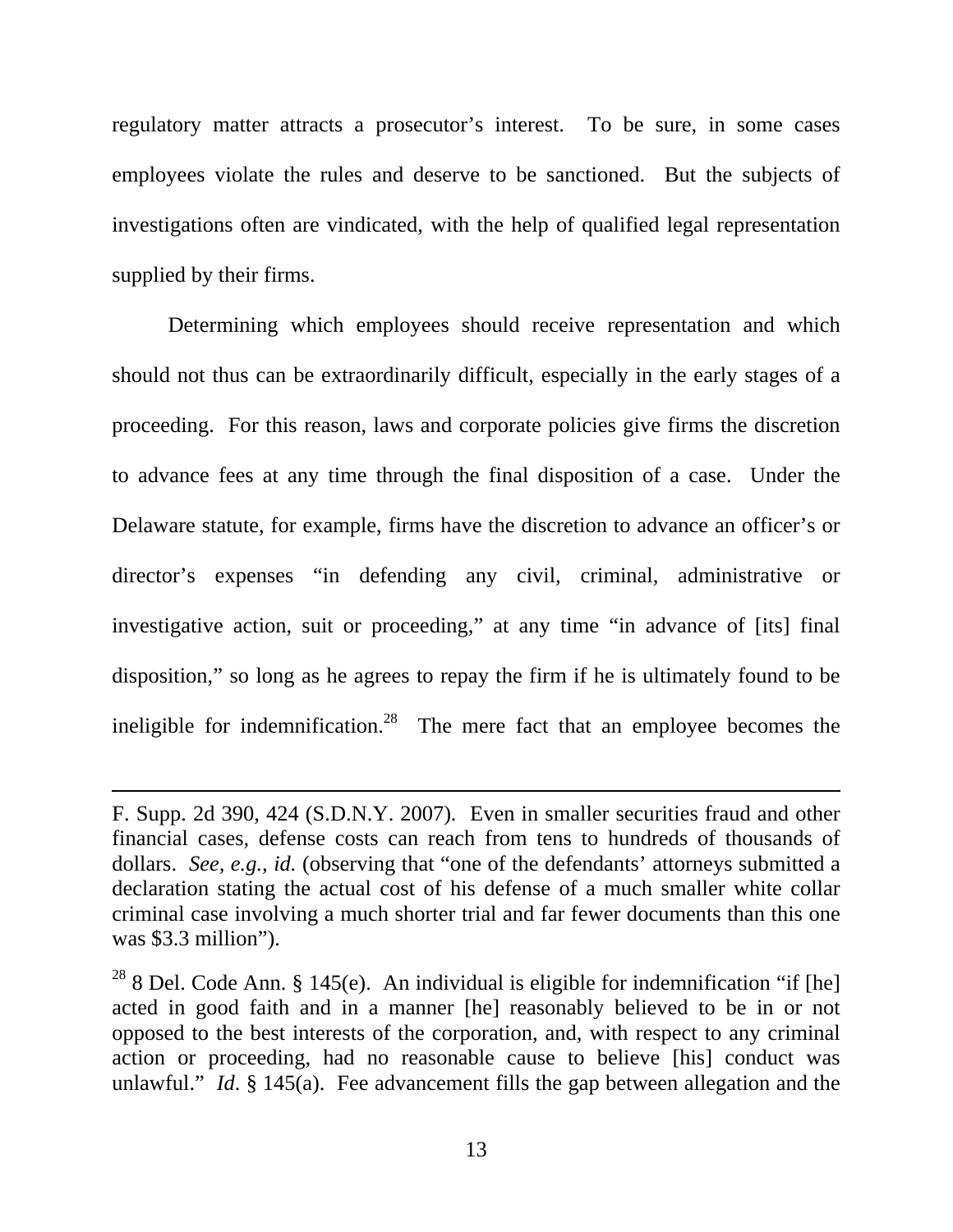regulatory matter attracts a prosecutor's interest. To be sure, in some cases employees violate the rules and deserve to be sanctioned. But the subjects of investigations often are vindicated, with the help of qualified legal representation supplied by their firms.

Determining which employees should receive representation and which should not thus can be extraordinarily difficult, especially in the early stages of a proceeding. For this reason, laws and corporate policies give firms the discretion to advance fees at any time through the final disposition of a case. Under the Delaware statute, for example, firms have the discretion to advance an officer's or director's expenses "in defending any civil, criminal, administrative or investigative action, suit or proceeding," at any time "in advance of [its] final disposition," so long as he agrees to repay the firm if he is ultimately found to be ineligible for indemnification.[28] The mere fact that an employee becomes the

---

F. Supp. 2d 390, 424 (S.D.N.Y. 2007). Even in smaller securities fraud and other financial cases, defense costs can reach from tens to hundreds of thousands of dollars. *See, e.g.*, *id.* (observing that "one of the defendants' attorneys submitted a declaration stating the actual cost of his defense of a much smaller white collar criminal case involving a much shorter trial and far fewer documents than this one was $3.3 million").

[28] 8 Del. Code Ann. § 145(e). An individual is eligible for indemnification "if [he] acted in good faith and in a manner [he] reasonably believed to be in or not opposed to the best interests of the corporation, and, with respect to any criminal action or proceeding, had no reasonable cause to believe [his] conduct was unlawful." *Id*. § 145(a). Fee advancement fills the gap between allegation and the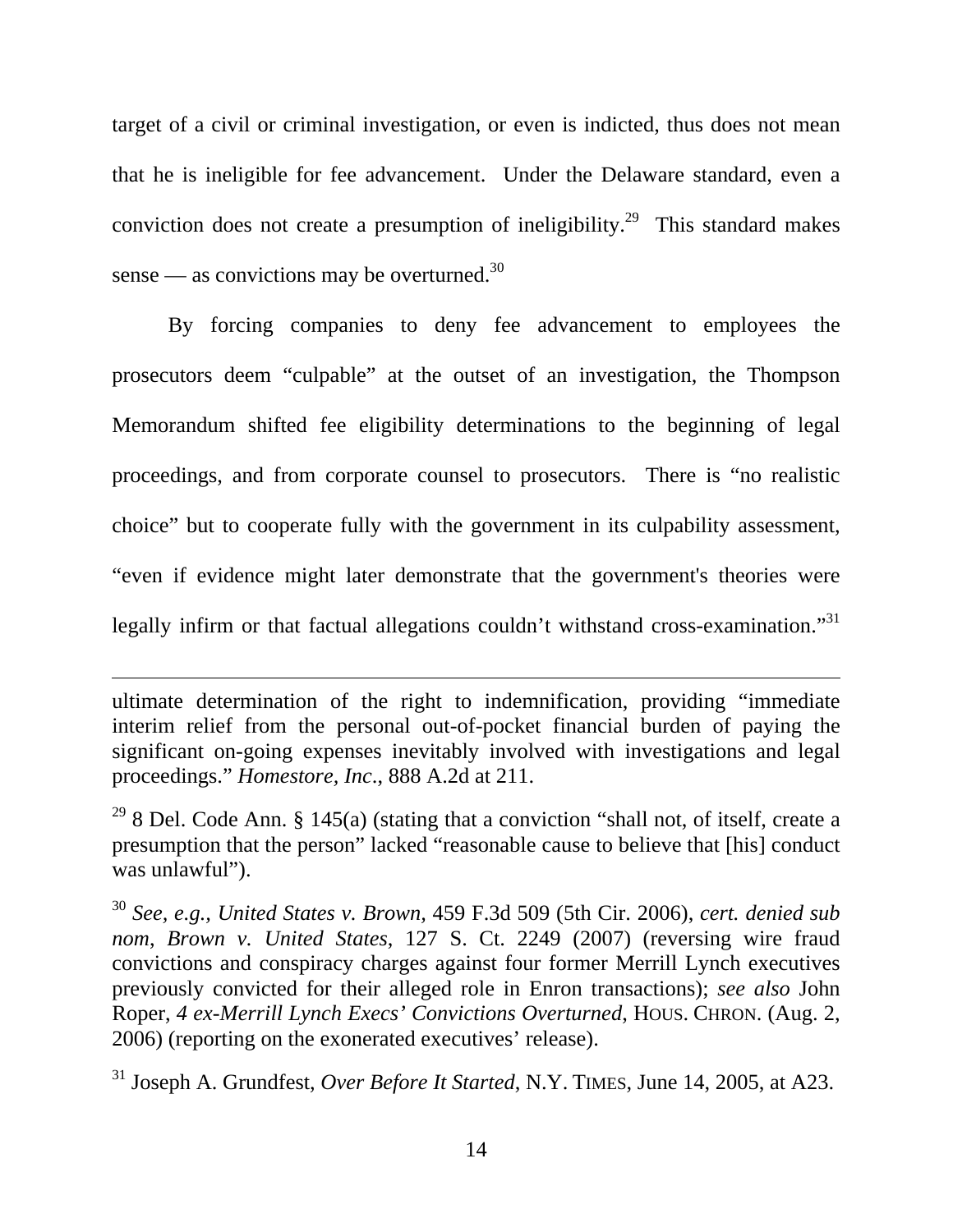target of a civil or criminal investigation, or even is indicted, thus does not mean that he is ineligible for fee advancement. Under the Delaware standard, even a conviction does not create a presumption of ineligibility.[29] This standard makes sense — as convictions may be overturned.[30]

By forcing companies to deny fee advancement to employees the prosecutors deem "culpable" at the outset of an investigation, the Thompson Memorandum shifted fee eligibility determinations to the beginning of legal proceedings, and from corporate counsel to prosecutors. There is "no realistic choice" but to cooperate fully with the government in its culpability assessment, "even if evidence might later demonstrate that the government's theories were legally infirm or that factual allegations couldn't withstand cross-examination."[31]

---

ultimate determination of the right to indemnification, providing "immediate interim relief from the personal out-of-pocket financial burden of paying the significant on-going expenses inevitably involved with investigations and legal proceedings." *Homestore, Inc*., 888 A.2d at 211.

[29] 8 Del. Code Ann. § 145(a) (stating that a conviction "shall not, of itself, create a presumption that the person" lacked "reasonable cause to believe that [his] conduct was unlawful").

[30] *See, e.g., United States v. Brown*, 459 F.3d 509 (5th Cir. 2006), *cert. denied sub nom*, *Brown v. United States*, 127 S. Ct. 2249 (2007) (reversing wire fraud convictions and conspiracy charges against four former Merrill Lynch executives previously convicted for their alleged role in Enron transactions); *see also* John Roper, *4 ex-Merrill Lynch Execs' Convictions Overturned*, HOUS. CHRON. (Aug. 2, 2006) (reporting on the exonerated executives' release).

[31] Joseph A. Grundfest, *Over Before It Started*, N.Y. TIMES, June 14, 2005, at A23.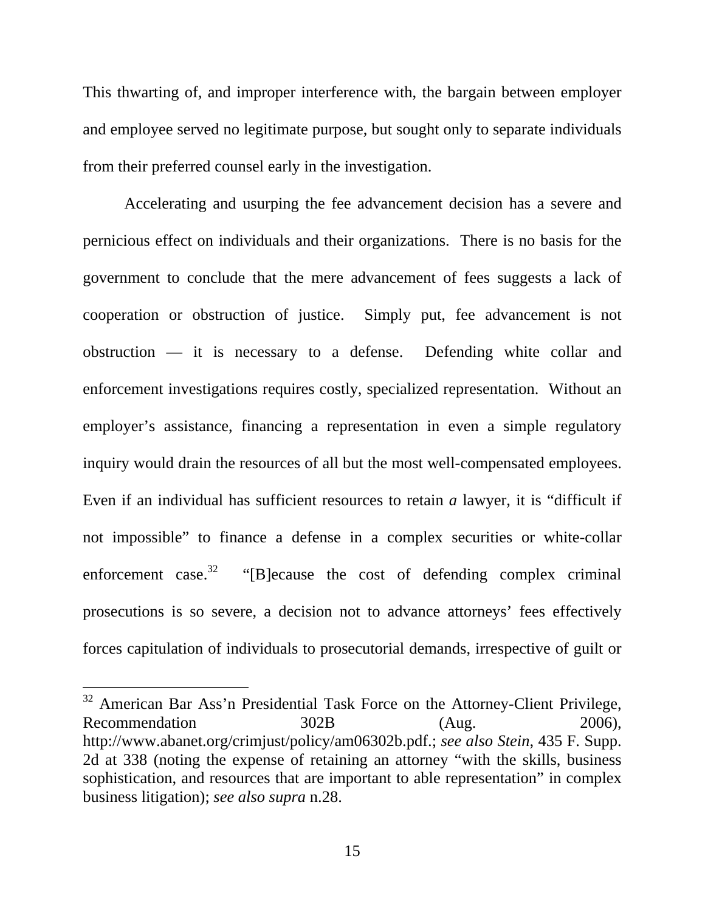This thwarting of, and improper interference with, the bargain between employer and employee served no legitimate purpose, but sought only to separate individuals from their preferred counsel early in the investigation.

Accelerating and usurping the fee advancement decision has a severe and pernicious effect on individuals and their organizations. There is no basis for the government to conclude that the mere advancement of fees suggests a lack of cooperation or obstruction of justice. Simply put, fee advancement is not obstruction — it is necessary to a defense. Defending white collar and enforcement investigations requires costly, specialized representation. Without an employer's assistance, financing a representation in even a simple regulatory inquiry would drain the resources of all but the most well-compensated employees. Even if an individual has sufficient resources to retain *a* lawyer, it is "difficult if not impossible" to finance a defense in a complex securities or white-collar enforcement case.[32] "[B]ecause the cost of defending complex criminal prosecutions is so severe, a decision not to advance attorneys' fees effectively forces capitulation of individuals to prosecutorial demands, irrespective of guilt or

---

[32] American Bar Ass'n Presidential Task Force on the Attorney-Client Privilege, Recommendation 302B (Aug. 2006), http://www.abanet.org/crimjust/policy/am06302b.pdf.; *see also Stein*, 435 F. Supp. 2d at 338 (noting the expense of retaining an attorney "with the skills, business sophistication, and resources that are important to able representation" in complex business litigation); *see also supra* n.28.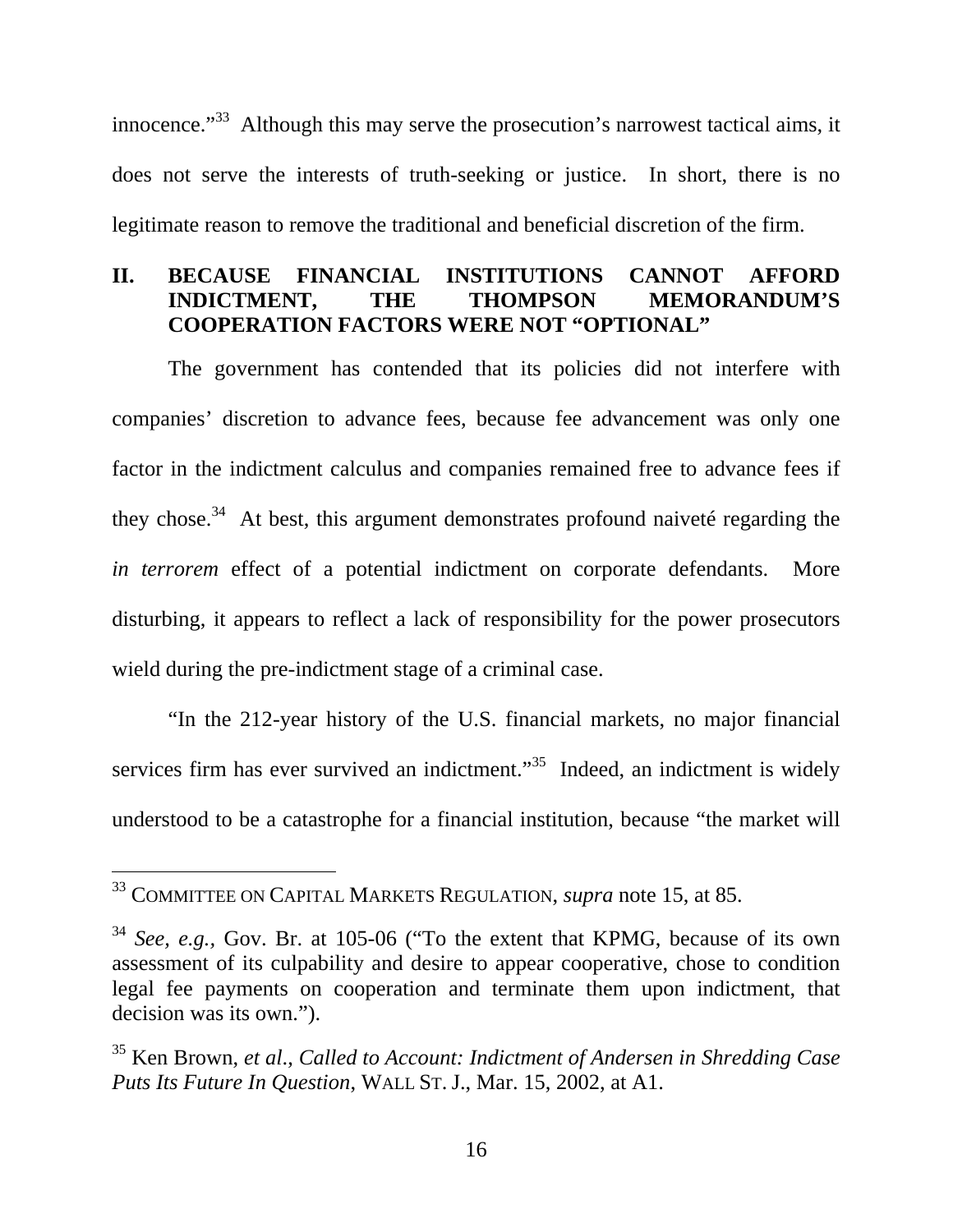innocence."[33] Although this may serve the prosecution's narrowest tactical aims, it does not serve the interests of truth-seeking or justice. In short, there is no legitimate reason to remove the traditional and beneficial discretion of the firm.

## II. BECAUSE FINANCIAL INSTITUTIONS CANNOT AFFORD INDICTMENT, THE THOMPSON MEMORANDUM'S COOPERATION FACTORS WERE NOT "OPTIONAL"

The government has contended that its policies did not interfere with companies' discretion to advance fees, because fee advancement was only one factor in the indictment calculus and companies remained free to advance fees if they chose.[34] At best, this argument demonstrates profound naiveté regarding the *in terrorem* effect of a potential indictment on corporate defendants. More disturbing, it appears to reflect a lack of responsibility for the power prosecutors wield during the pre-indictment stage of a criminal case.

"In the 212-year history of the U.S. financial markets, no major financial services firm has ever survived an indictment."[35] Indeed, an indictment is widely understood to be a catastrophe for a financial institution, because "the market will

---

[33] COMMITTEE ON CAPITAL MARKETS REGULATION, *supra* note 15, at 85.

[34] *See, e.g.,* Gov. Br. at 105-06 ("To the extent that KPMG, because of its own assessment of its culpability and desire to appear cooperative, chose to condition legal fee payments on cooperation and terminate them upon indictment, that decision was its own.").

[35] Ken Brown, *et al.*, *Called to Account: Indictment of Andersen in Shredding Case Puts Its Future In Question*, WALL ST. J., Mar. 15, 2002, at A1.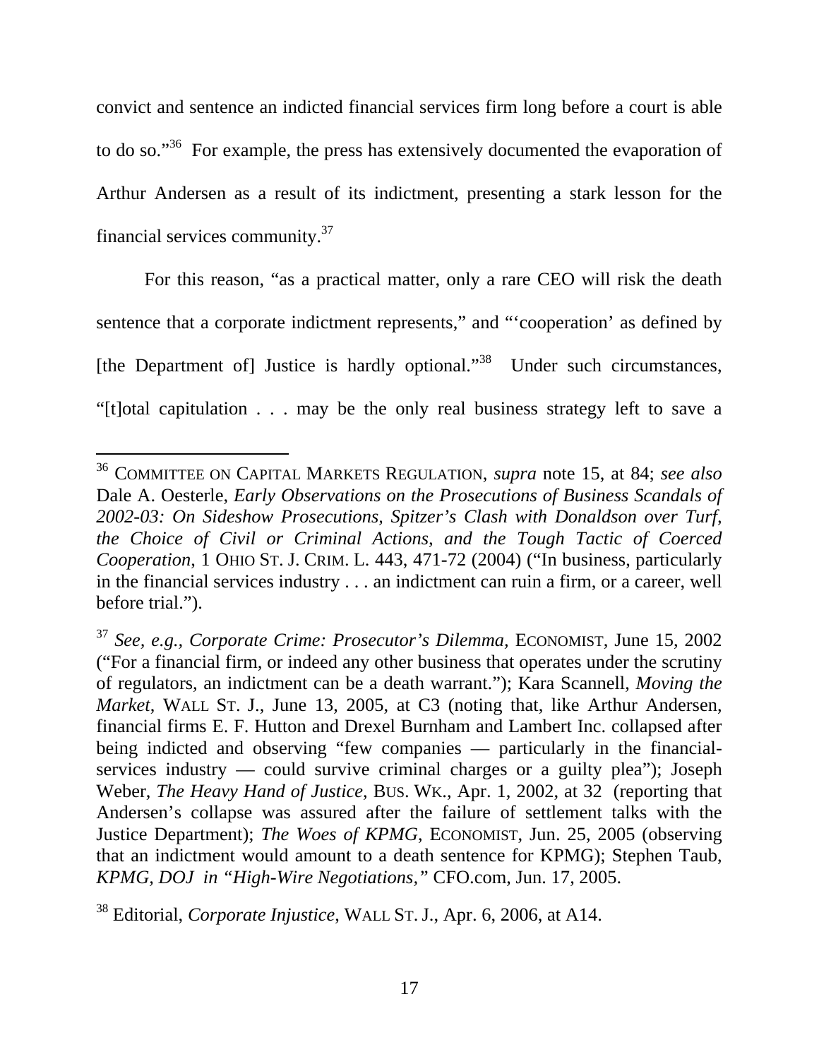convict and sentence an indicted financial services firm long before a court is able to do so."[36] For example, the press has extensively documented the evaporation of Arthur Andersen as a result of its indictment, presenting a stark lesson for the financial services community.[37]

For this reason, "as a practical matter, only a rare CEO will risk the death sentence that a corporate indictment represents," and "'cooperation' as defined by [the Department of] Justice is hardly optional."[38] Under such circumstances, "[t]otal capitulation . . . may be the only real business strategy left to save a

---

[36] COMMITTEE ON CAPITAL MARKETS REGULATION, *supra* note 15, at 84; *see also* Dale A. Oesterle, *Early Observations on the Prosecutions of Business Scandals of 2002-03: On Sideshow Prosecutions, Spitzer's Clash with Donaldson over Turf, the Choice of Civil or Criminal Actions, and the Tough Tactic of Coerced Cooperation*, 1 OHIO ST. J. CRIM. L. 443, 471-72 (2004) ("In business, particularly in the financial services industry . . . an indictment can ruin a firm, or a career, well before trial.").

[37] *See, e.g., Corporate Crime: Prosecutor's Dilemma*, ECONOMIST, June 15, 2002 ("For a financial firm, or indeed any other business that operates under the scrutiny of regulators, an indictment can be a death warrant."); Kara Scannell, *Moving the Market*, WALL ST. J., June 13, 2005, at C3 (noting that, like Arthur Andersen, financial firms E. F. Hutton and Drexel Burnham and Lambert Inc. collapsed after being indicted and observing "few companies — particularly in the financial-services industry — could survive criminal charges or a guilty plea"); Joseph Weber, *The Heavy Hand of Justice*, BUS. WK., Apr. 1, 2002, at 32 (reporting that Andersen's collapse was assured after the failure of settlement talks with the Justice Department); *The Woes of KPMG*, ECONOMIST, Jun. 25, 2005 (observing that an indictment would amount to a death sentence for KPMG); Stephen Taub, *KPMG, DOJ in "High-Wire Negotiations,"* CFO.com, Jun. 17, 2005.

[38] Editorial, *Corporate Injustice*, WALL ST. J., Apr. 6, 2006, at A14.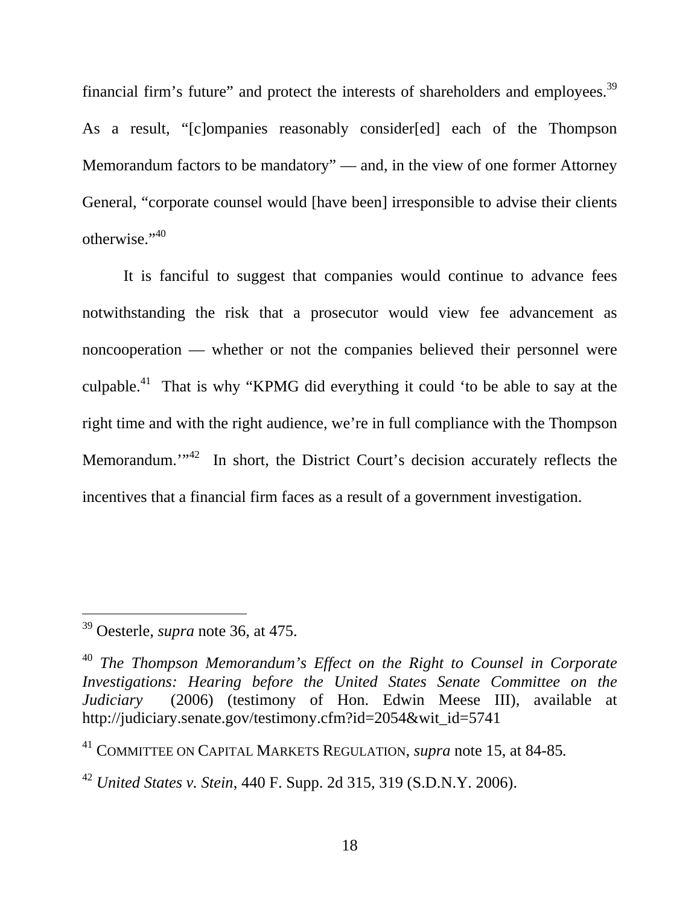financial firm's future" and protect the interests of shareholders and employees.[39] As a result, "[c]ompanies reasonably consider[ed] each of the Thompson Memorandum factors to be mandatory" — and, in the view of one former Attorney General, "corporate counsel would [have been] irresponsible to advise their clients otherwise."[40]

It is fanciful to suggest that companies would continue to advance fees notwithstanding the risk that a prosecutor would view fee advancement as noncooperation — whether or not the companies believed their personnel were culpable.[41] That is why "KPMG did everything it could 'to be able to say at the right time and with the right audience, we're in full compliance with the Thompson Memorandum.'"[42] In short, the District Court's decision accurately reflects the incentives that a financial firm faces as a result of a government investigation.

---

[39] Oesterle, *supra* note 36, at 475.

[40] *The Thompson Memorandum's Effect on the Right to Counsel in Corporate Investigations: Hearing before the United States Senate Committee on the Judiciary* (2006) (testimony of Hon. Edwin Meese III), available at http://judiciary.senate.gov/testimony.cfm?id=2054&wit_id=5741

[41] COMMITTEE ON CAPITAL MARKETS REGULATION, *supra* note 15, at 84-85.

[42] *United States v. Stein*, 440 F. Supp. 2d 315, 319 (S.D.N.Y. 2006).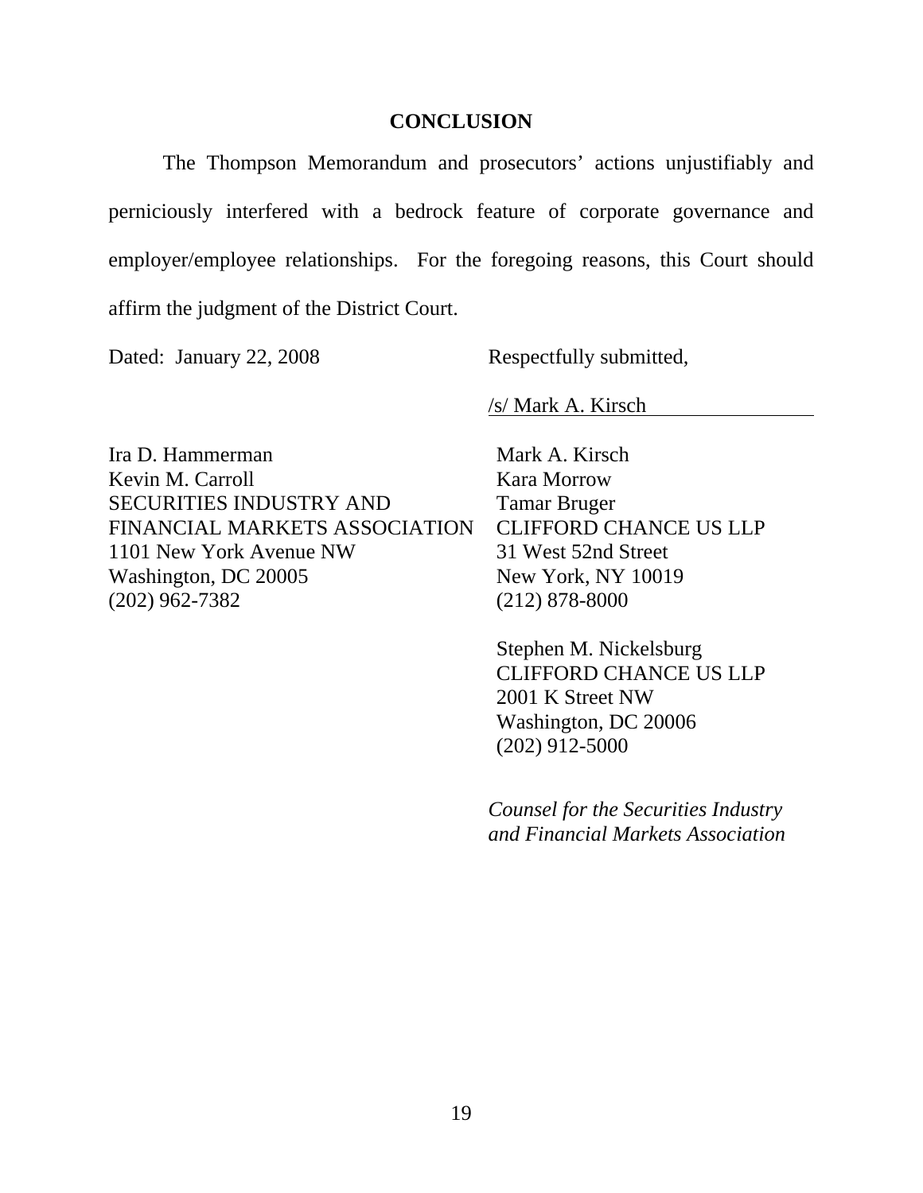## CONCLUSION

The Thompson Memorandum and prosecutors' actions unjustifiably and perniciously interfered with a bedrock feature of corporate governance and employer/employee relationships. For the foregoing reasons, this Court should affirm the judgment of the District Court.

Dated: January 22, 2008

Respectfully submitted,

/s/ Mark A. Kirsch

Mark A. Kirsch
Kara Morrow
Tamar Bruger
CLIFFORD CHANCE US LLP
31 West 52nd Street
New York, NY 10019
(212) 878-8000

Stephen M. Nickelsburg
CLIFFORD CHANCE US LLP
2001 K Street NW
Washington, DC 20006
(202) 912-5000

*Counsel for the Securities Industry and Financial Markets Association*

Ira D. Hammerman
Kevin M. Carroll
SECURITIES INDUSTRY AND FINANCIAL MARKETS ASSOCIATION
1101 New York Avenue NW
Washington, DC 20005
(202) 962-7382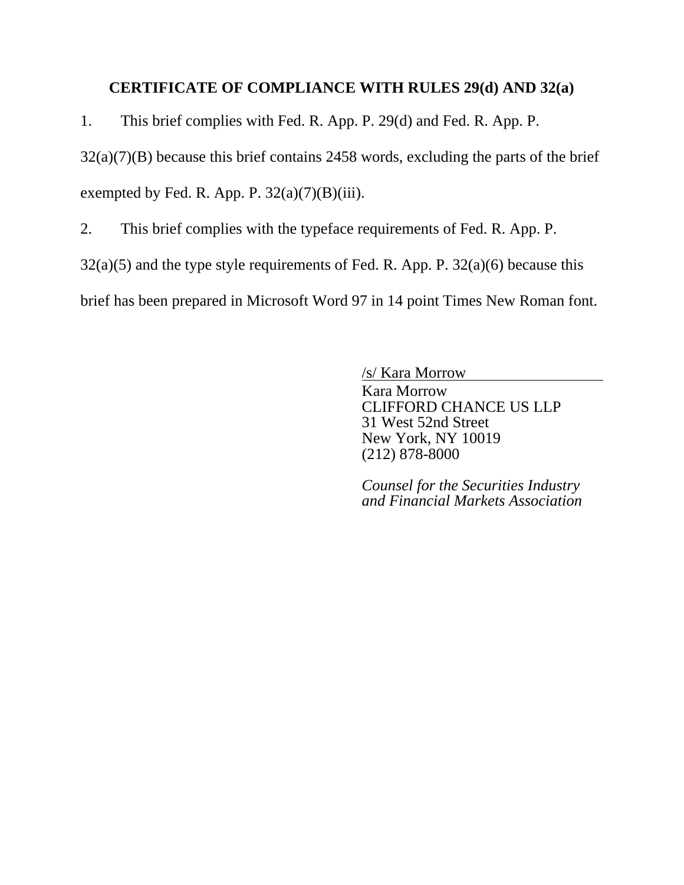**CERTIFICATE OF COMPLIANCE WITH RULES 29(d) AND 32(a)**

1. This brief complies with Fed. R. App. P. 29(d) and Fed. R. App. P. 32(a)(7)(B) because this brief contains 2458 words, excluding the parts of the brief exempted by Fed. R. App. P. 32(a)(7)(B)(iii).

2. This brief complies with the typeface requirements of Fed. R. App. P. 32(a)(5) and the type style requirements of Fed. R. App. P. 32(a)(6) because this brief has been prepared in Microsoft Word 97 in 14 point Times New Roman font.

/s/ Kara Morrow
Kara Morrow
CLIFFORD CHANCE US LLP
31 West 52nd Street
New York, NY 10019
(212) 878-8000

*Counsel for the Securities Industry and Financial Markets Association*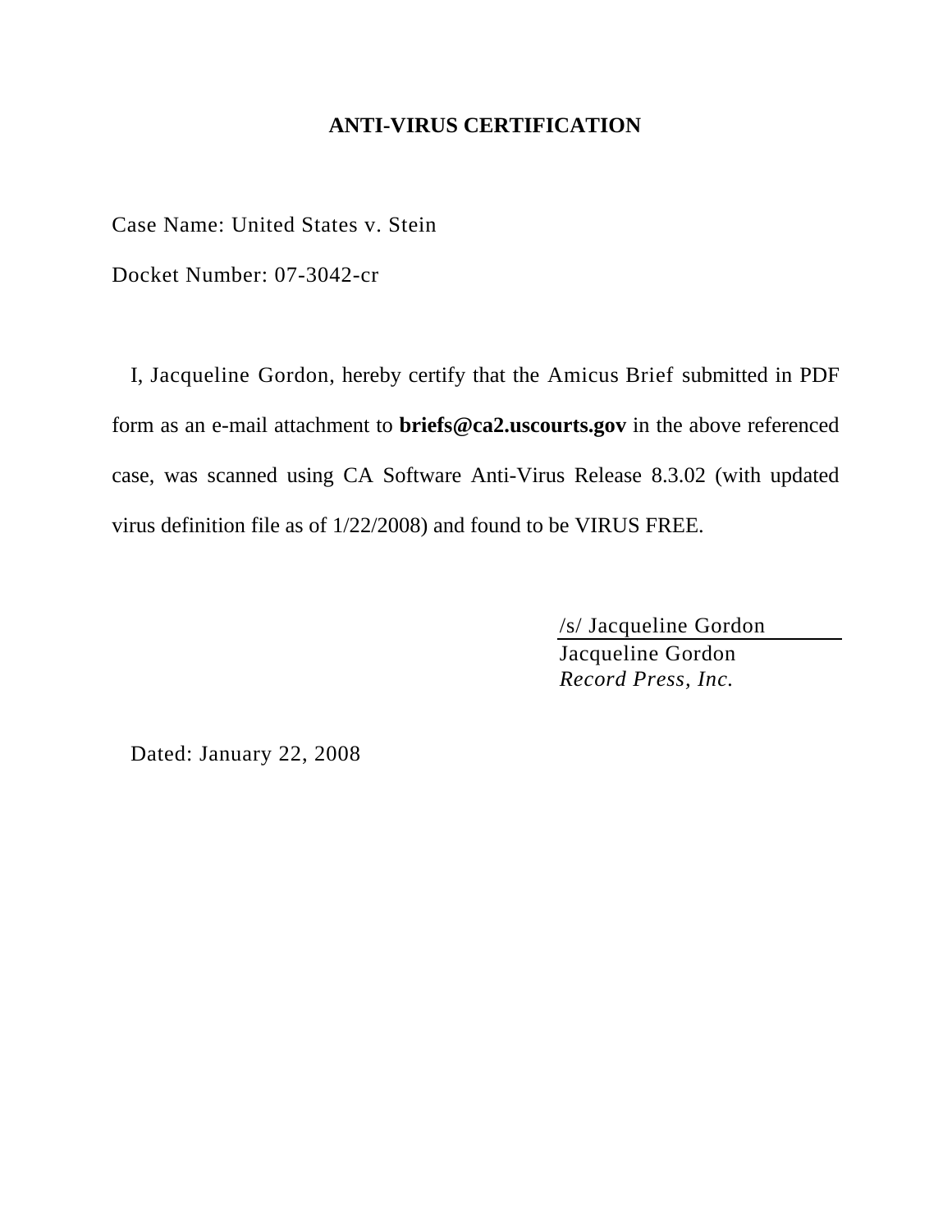# ANTI-VIRUS CERTIFICATION

Case Name: United States v. Stein

Docket Number: 07-3042-cr

I, Jacqueline Gordon, hereby certify that the Amicus Brief submitted in PDF form as an e-mail attachment to **briefs@ca2.uscourts.gov** in the above referenced case, was scanned using CA Software Anti-Virus Release 8.3.02 (with updated virus definition file as of 1/22/2008) and found to be VIRUS FREE.

/s/ Jacqueline Gordon
Jacqueline Gordon
*Record Press, Inc.*

Dated: January 22, 2008